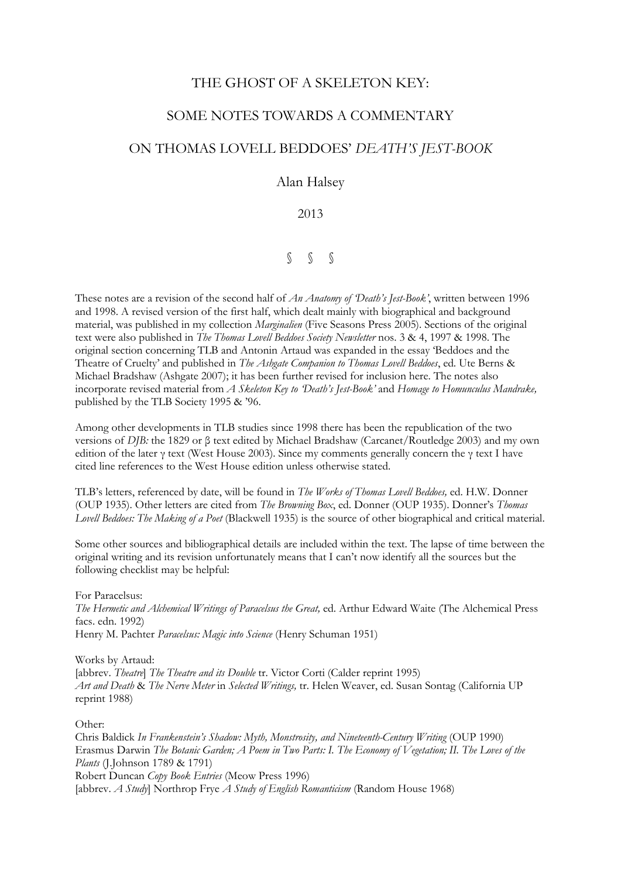# THE GHOST OF A SKELETON KEY:

# SOME NOTES TOWARDS A COMMENTARY

# ON THOMAS LOVELL BEDDOES' *DEATH'S JEST-BOOK*

Alan Halsey

2013

§ § §

These notes are a revision of the second half of *An Anatomy of 'Death's Jest-Book'*, written between 1996 and 1998. A revised version of the first half, which dealt mainly with biographical and background material, was published in my collection *Marginalien* (Five Seasons Press 2005). Sections of the original text were also published in *The Thomas Lovell Beddoes Society Newsletter* nos. 3 & 4, 1997 & 1998. The original section concerning TLB and Antonin Artaud was expanded in the essay 'Beddoes and the Theatre of Cruelty' and published in *The Ashgate Companion to Thomas Lovell Beddoes*, ed. Ute Berns & Michael Bradshaw (Ashgate 2007); it has been further revised for inclusion here. The notes also incorporate revised material from *A Skeleton Key to 'Death's Jest-Book'* and *Homage to Homunculus Mandrake,* published by the TLB Society 1995 & '96.

Among other developments in TLB studies since 1998 there has been the republication of the two versions of *DJB:* the 1829 or β text edited by Michael Bradshaw (Carcanet/Routledge 2003) and my own edition of the later γ text (West House 2003). Since my comments generally concern the γ text I have cited line references to the West House edition unless otherwise stated.

TLB's letters, referenced by date, will be found in *The Works of Thomas Lovell Beddoes,* ed. H.W. Donner (OUP 1935). Other letters are cited from *The Browning Box*, ed. Donner (OUP 1935). Donner's *Thomas Lovell Beddoes: The Making of a Poet* (Blackwell 1935) is the source of other biographical and critical material.

Some other sources and bibliographical details are included within the text. The lapse of time between the original writing and its revision unfortunately means that I can't now identify all the sources but the following checklist may be helpful:

For Paracelsus:
*The Hermetic and Alchemical Writings of Paracelsus the Great,* ed. Arthur Edward Waite (The Alchemical Press facs. edn. 1992)
Henry M. Pachter *Paracelsus: Magic into Science* (Henry Schuman 1951)

Works by Artaud:
[abbrev. *Theatre*] *The Theatre and its Double* tr. Victor Corti (Calder reprint 1995)
*Art and Death* & *The Nerve Meter* in *Selected Writings,* tr. Helen Weaver, ed. Susan Sontag (California UP reprint 1988)

Other:
Chris Baldick *In Frankenstein's Shadow: Myth, Monstrosity, and Nineteenth-Century Writing* (OUP 1990)
Erasmus Darwin *The Botanic Garden; A Poem in Two Parts: I. The Economy of Vegetation; II. The Loves of the Plants* (J.Johnson 1789 & 1791)
Robert Duncan *Copy Book Entries* (Meow Press 1996)
[abbrev. *A Study*] Northrop Frye *A Study of English Romanticism* (Random House 1968)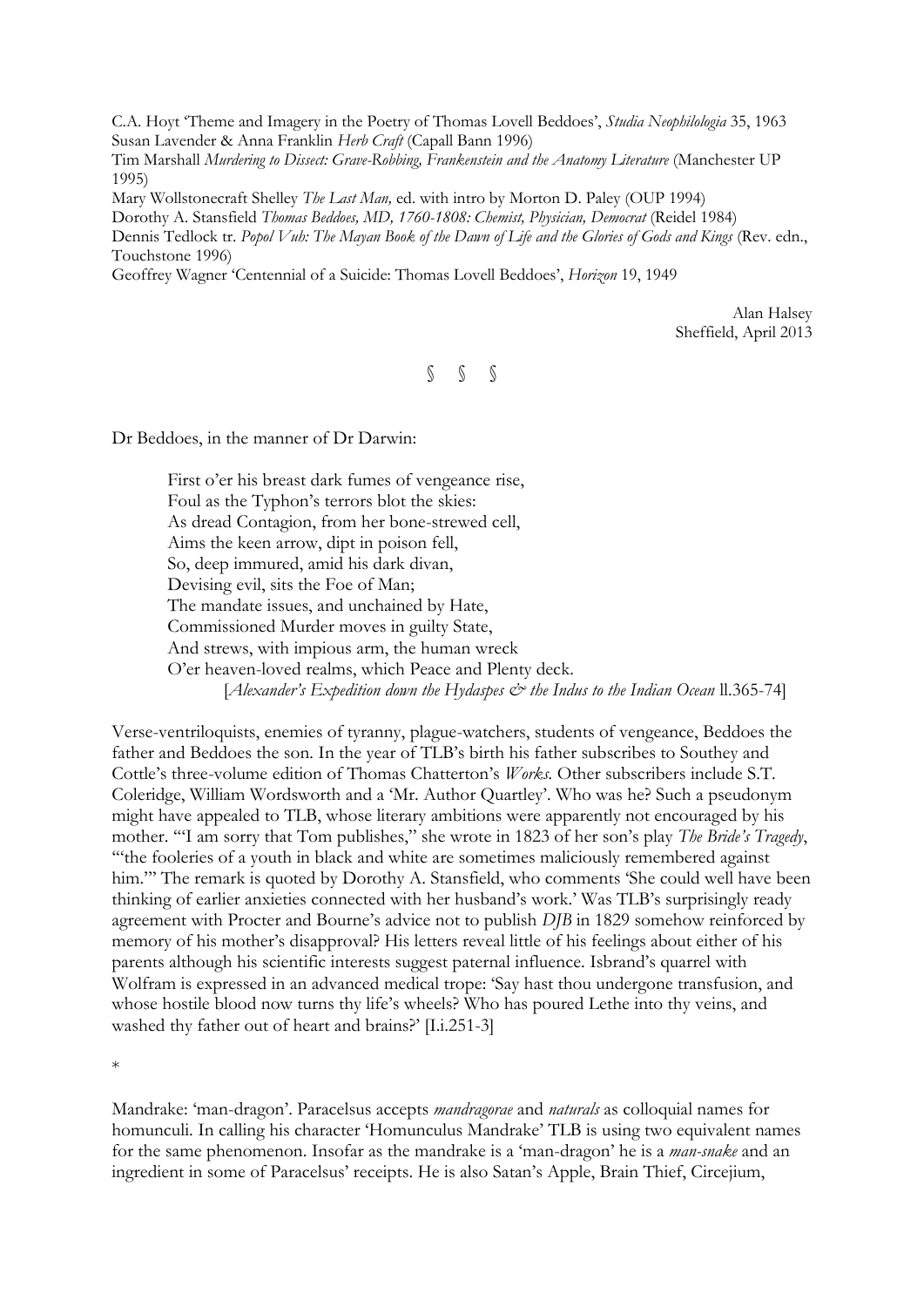C.A. Hoyt 'Theme and Imagery in the Poetry of Thomas Lovell Beddoes', *Studia Neophilologia* 35, 1963
Susan Lavender & Anna Franklin *Herb Craft* (Capall Bann 1996)
Tim Marshall *Murdering to Dissect: Grave-Robbing, Frankenstein and the Anatomy Literature* (Manchester UP 1995)
Mary Wollstonecraft Shelley *The Last Man,* ed. with intro by Morton D. Paley (OUP 1994)
Dorothy A. Stansfield *Thomas Beddoes, MD, 1760-1808: Chemist, Physician, Democrat* (Reidel 1984)
Dennis Tedlock tr. *Popol Vuh: The Mayan Book of the Dawn of Life and the Glories of Gods and Kings* (Rev. edn., Touchstone 1996)
Geoffrey Wagner 'Centennial of a Suicide: Thomas Lovell Beddoes', *Horizon* 19, 1949

Alan Halsey
Sheffield, April 2013

§ § §

Dr Beddoes, in the manner of Dr Darwin:

> First o'er his breast dark fumes of vengeance rise,
> Foul as the Typhon's terrors blot the skies:
> As dread Contagion, from her bone-strewed cell,
> Aims the keen arrow, dipt in poison fell,
> So, deep immured, amid his dark divan,
> Devising evil, sits the Foe of Man;
> The mandate issues, and unchained by Hate,
> Commissioned Murder moves in guilty State,
> And strews, with impious arm, the human wreck
> O'er heaven-loved realms, which Peace and Plenty deck.
> [*Alexander's Expedition down the Hydaspes & the Indus to the Indian Ocean* ll.365-74]

Verse-ventriloquists, enemies of tyranny, plague-watchers, students of vengeance, Beddoes the father and Beddoes the son. In the year of TLB's birth his father subscribes to Southey and Cottle's three-volume edition of Thomas Chatterton's *Works.* Other subscribers include S.T. Coleridge, William Wordsworth and a 'Mr. Author Quartley'. Who was he? Such a pseudonym might have appealed to TLB, whose literary ambitions were apparently not encouraged by his mother. '"I am sorry that Tom publishes," she wrote in 1823 of her son's play *The Bride's Tragedy*, "the fooleries of a youth in black and white are sometimes maliciously remembered against him."' The remark is quoted by Dorothy A. Stansfield, who comments 'She could well have been thinking of earlier anxieties connected with her husband's work.' Was TLB's surprisingly ready agreement with Procter and Bourne's advice not to publish *DJB* in 1829 somehow reinforced by memory of his mother's disapproval? His letters reveal little of his feelings about either of his parents although his scientific interests suggest paternal influence. Isbrand's quarrel with Wolfram is expressed in an advanced medical trope: 'Say hast thou undergone transfusion, and whose hostile blood now turns thy life's wheels? Who has poured Lethe into thy veins, and washed thy father out of heart and brains?' [I.i.251-3]

*

Mandrake: 'man-dragon'. Paracelsus accepts *mandragorae* and *naturals* as colloquial names for homunculi. In calling his character 'Homunculus Mandrake' TLB is using two equivalent names for the same phenomenon. Insofar as the mandrake is a 'man-dragon' he is a *man-snake* and an ingredient in some of Paracelsus' receipts. He is also Satan's Apple, Brain Thief, Circejium,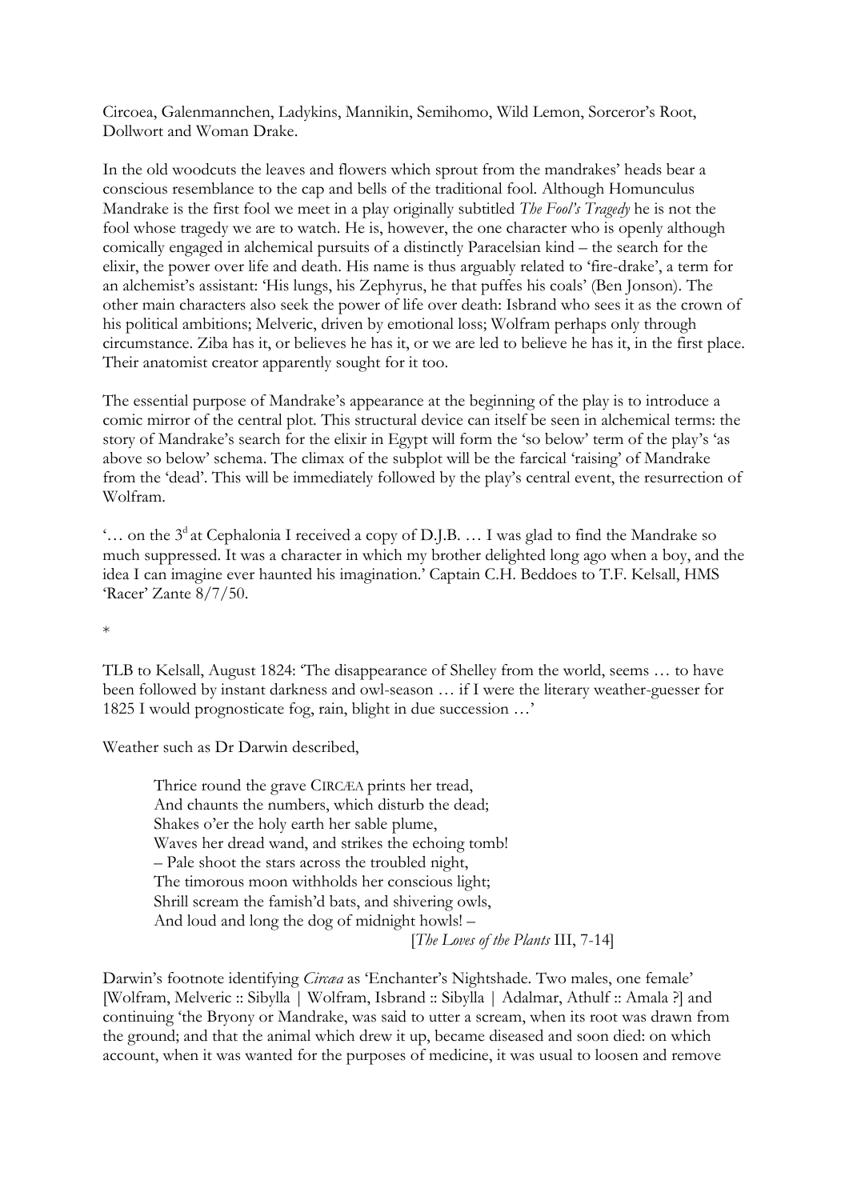Circoea, Galenmannchen, Ladykins, Mannikin, Semihomo, Wild Lemon, Sorceror's Root, Dollwort and Woman Drake.

In the old woodcuts the leaves and flowers which sprout from the mandrakes' heads bear a conscious resemblance to the cap and bells of the traditional fool. Although Homunculus Mandrake is the first fool we meet in a play originally subtitled *The Fool's Tragedy* he is not the fool whose tragedy we are to watch. He is, however, the one character who is openly although comically engaged in alchemical pursuits of a distinctly Paracelsian kind – the search for the elixir, the power over life and death. His name is thus arguably related to 'fire-drake', a term for an alchemist's assistant: 'His lungs, his Zephyrus, he that puffes his coals' (Ben Jonson). The other main characters also seek the power of life over death: Isbrand who sees it as the crown of his political ambitions; Melveric, driven by emotional loss; Wolfram perhaps only through circumstance. Ziba has it, or believes he has it, or we are led to believe he has it, in the first place. Their anatomist creator apparently sought for it too.

The essential purpose of Mandrake's appearance at the beginning of the play is to introduce a comic mirror of the central plot. This structural device can itself be seen in alchemical terms: the story of Mandrake's search for the elixir in Egypt will form the 'so below' term of the play's 'as above so below' schema. The climax of the subplot will be the farcical 'raising' of Mandrake from the 'dead'. This will be immediately followed by the play's central event, the resurrection of Wolfram.

'… on the 3^d at Cephalonia I received a copy of D.J.B. … I was glad to find the Mandrake so much suppressed. It was a character in which my brother delighted long ago when a boy, and the idea I can imagine ever haunted his imagination.' Captain C.H. Beddoes to T.F. Kelsall, HMS 'Racer' Zante 8/7/50.

*

TLB to Kelsall, August 1824: 'The disappearance of Shelley from the world, seems … to have been followed by instant darkness and owl-season … if I were the literary weather-guesser for 1825 I would prognosticate fog, rain, blight in due succession …'

Weather such as Dr Darwin described,

> Thrice round the grave CIRCÆA prints her tread,
> And chaunts the numbers, which disturb the dead;
> Shakes o'er the holy earth her sable plume,
> Waves her dread wand, and strikes the echoing tomb!
> – Pale shoot the stars across the troubled night,
> The timorous moon withholds her conscious light;
> Shrill scream the famish'd bats, and shivering owls,
> And loud and long the dog of midnight howls! –
> [*The Loves of the Plants* III, 7-14]

Darwin's footnote identifying *Circæa* as 'Enchanter's Nightshade. Two males, one female' [Wolfram, Melveric :: Sibylla | Wolfram, Isbrand :: Sibylla | Adalmar, Athulf :: Amala ?] and continuing 'the Bryony or Mandrake, was said to utter a scream, when its root was drawn from the ground; and that the animal which drew it up, became diseased and soon died: on which account, when it was wanted for the purposes of medicine, it was usual to loosen and remove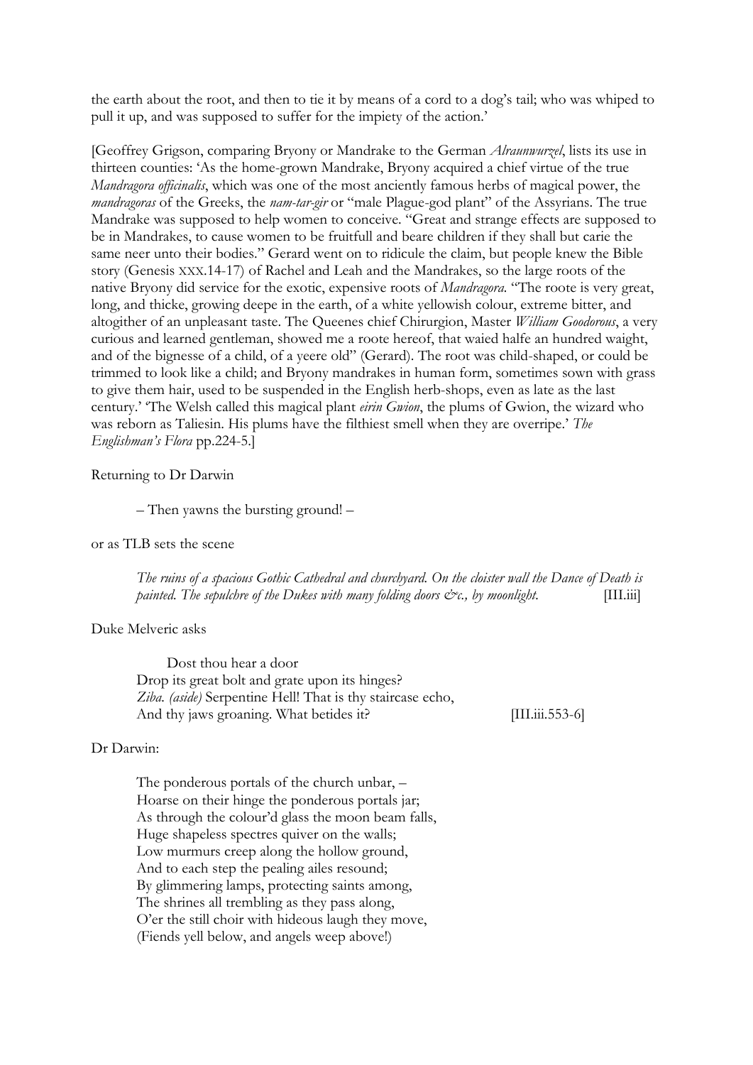the earth about the root, and then to tie it by means of a cord to a dog's tail; who was whiped to pull it up, and was supposed to suffer for the impiety of the action.'

[Geoffrey Grigson, comparing Bryony or Mandrake to the German *Alraunwurzel*, lists its use in thirteen counties: 'As the home-grown Mandrake, Bryony acquired a chief virtue of the true *Mandragora officinalis*, which was one of the most anciently famous herbs of magical power, the *mandragoras* of the Greeks, the *nam-tar-gir* or "male Plague-god plant" of the Assyrians. The true Mandrake was supposed to help women to conceive. "Great and strange effects are supposed to be in Mandrakes, to cause women to be fruitfull and beare children if they shall but carie the same neer unto their bodies." Gerard went on to ridicule the claim, but people knew the Bible story (Genesis XXX.14-17) of Rachel and Leah and the Mandrakes, so the large roots of the native Bryony did service for the exotic, expensive roots of *Mandragora*. "The roote is very great, long, and thicke, growing deepe in the earth, of a white yellowish colour, extreme bitter, and altogither of an unpleasant taste. The Queenes chief Chirurgion, Master *William Goodorous*, a very curious and learned gentleman, showed me a roote hereof, that waied halfe an hundred waight, and of the bignesse of a child, of a yeere old" (Gerard). The root was child-shaped, or could be trimmed to look like a child; and Bryony mandrakes in human form, sometimes sown with grass to give them hair, used to be suspended in the English herb-shops, even as late as the last century.' 'The Welsh called this magical plant *eirin Gwion*, the plums of Gwion, the wizard who was reborn as Taliesin. His plums have the filthiest smell when they are overripe.' *The Englishman's Flora* pp.224-5.]

Returning to Dr Darwin

> – Then yawns the bursting ground! –

or as TLB sets the scene

> *The ruins of a spacious Gothic Cathedral and churchyard. On the cloister wall the Dance of Death is painted. The sepulchre of the Dukes with many folding doors &c., by moonlight.* [III.iii]

Duke Melveric asks

> Dost thou hear a door
> Drop its great bolt and grate upon its hinges?
> *Ziba. (aside)* Serpentine Hell! That is thy staircase echo,
> And thy jaws groaning. What betides it? [III.iii.553-6]

Dr Darwin:

> The ponderous portals of the church unbar, –
> Hoarse on their hinge the ponderous portals jar;
> As through the colour'd glass the moon beam falls,
> Huge shapeless spectres quiver on the walls;
> Low murmurs creep along the hollow ground,
> And to each step the pealing ailes resound;
> By glimmering lamps, protecting saints among,
> The shrines all trembling as they pass along,
> O'er the still choir with hideous laugh they move,
> (Fiends yell below, and angels weep above!)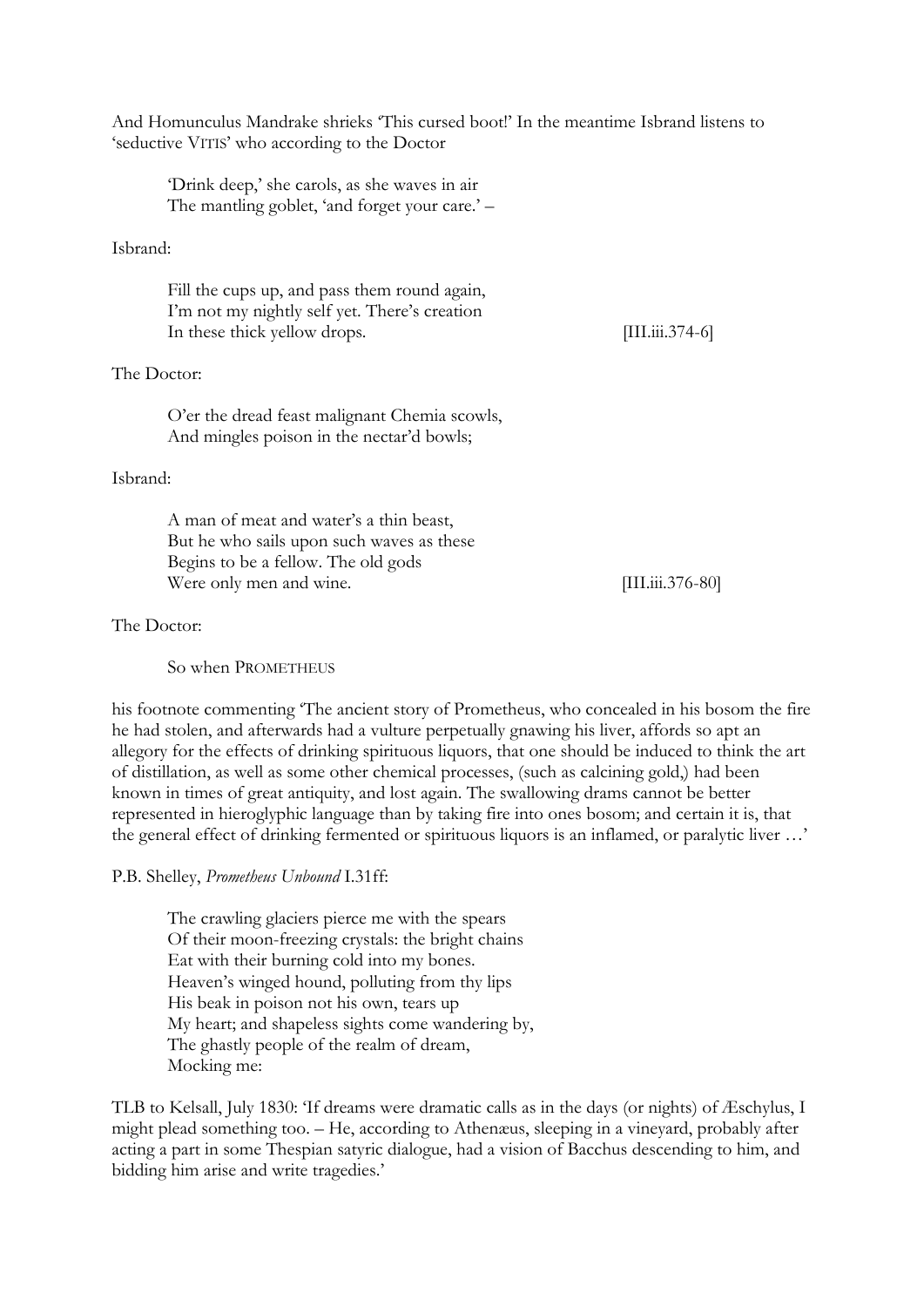And Homunculus Mandrake shrieks 'This cursed boot!' In the meantime Isbrand listens to 'seductive VITIS' who according to the Doctor

> 'Drink deep,' she carols, as she waves in air
> The mantling goblet, 'and forget your care.' –

Isbrand:

> Fill the cups up, and pass them round again,
> I'm not my nightly self yet. There's creation
> In these thick yellow drops. [III.iii.374-6]

The Doctor:

> O'er the dread feast malignant Chemia scowls,
> And mingles poison in the nectar'd bowls;

Isbrand:

> A man of meat and water's a thin beast,
> But he who sails upon such waves as these
> Begins to be a fellow. The old gods
> Were only men and wine. [III.iii.376-80]

The Doctor:

> So when PROMETHEUS

his footnote commenting 'The ancient story of Prometheus, who concealed in his bosom the fire he had stolen, and afterwards had a vulture perpetually gnawing his liver, affords so apt an allegory for the effects of drinking spirituous liquors, that one should be induced to think the art of distillation, as well as some other chemical processes, (such as calcining gold,) had been known in times of great antiquity, and lost again. The swallowing drams cannot be better represented in hieroglyphic language than by taking fire into ones bosom; and certain it is, that the general effect of drinking fermented or spirituous liquors is an inflamed, or paralytic liver …'

P.B. Shelley, *Prometheus Unbound* I.31ff:

> The crawling glaciers pierce me with the spears
> Of their moon-freezing crystals: the bright chains
> Eat with their burning cold into my bones.
> Heaven's winged hound, polluting from thy lips
> His beak in poison not his own, tears up
> My heart; and shapeless sights come wandering by,
> The ghastly people of the realm of dream,
> Mocking me:

TLB to Kelsall, July 1830: 'If dreams were dramatic calls as in the days (or nights) of Æschylus, I might plead something too. – He, according to Athenæus, sleeping in a vineyard, probably after acting a part in some Thespian satyric dialogue, had a vision of Bacchus descending to him, and bidding him arise and write tragedies.'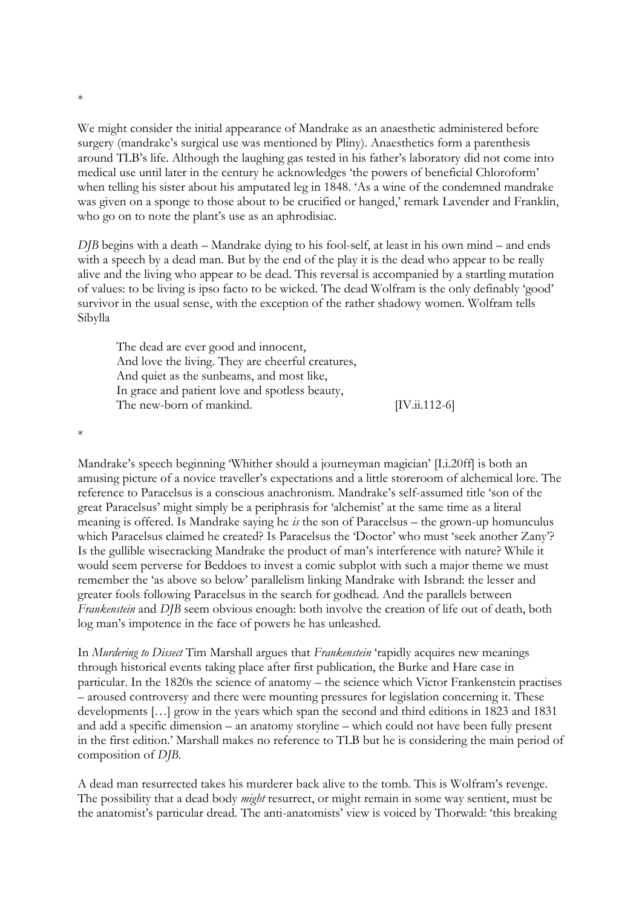*

We might consider the initial appearance of Mandrake as an anaesthetic administered before surgery (mandrake's surgical use was mentioned by Pliny). Anaesthetics form a parenthesis around TLB's life. Although the laughing gas tested in his father's laboratory did not come into medical use until later in the century he acknowledges 'the powers of beneficial Chloroform' when telling his sister about his amputated leg in 1848. 'As a wine of the condemned mandrake was given on a sponge to those about to be crucified or hanged,' remark Lavender and Franklin, who go on to note the plant's use as an aphrodisiac.

*DJB* begins with a death – Mandrake dying to his fool-self, at least in his own mind – and ends with a speech by a dead man. But by the end of the play it is the dead who appear to be really alive and the living who appear to be dead. This reversal is accompanied by a startling mutation of values: to be living is ipso facto to be wicked. The dead Wolfram is the only definably 'good' survivor in the usual sense, with the exception of the rather shadowy women. Wolfram tells Sibylla

> The dead are ever good and innocent,
> And love the living. They are cheerful creatures,
> And quiet as the sunbeams, and most like,
> In grace and patient love and spotless beauty,
> The new-born of mankind. [IV.ii.112-6]

*

Mandrake's speech beginning 'Whither should a journeyman magician' [I.i.20ff] is both an amusing picture of a novice traveller's expectations and a little storeroom of alchemical lore. The reference to Paracelsus is a conscious anachronism. Mandrake's self-assumed title 'son of the great Paracelsus' might simply be a periphrasis for 'alchemist' at the same time as a literal meaning is offered. Is Mandrake saying he *is* the son of Paracelsus – the grown-up homunculus which Paracelsus claimed he created? Is Paracelsus the 'Doctor' who must 'seek another Zany'? Is the gullible wisecracking Mandrake the product of man's interference with nature? While it would seem perverse for Beddoes to invest a comic subplot with such a major theme we must remember the 'as above so below' parallelism linking Mandrake with Isbrand: the lesser and greater fools following Paracelsus in the search for godhead. And the parallels between *Frankenstein* and *DJB* seem obvious enough: both involve the creation of life out of death, both log man's impotence in the face of powers he has unleashed.

In *Murdering to Dissect* Tim Marshall argues that *Frankenstein* 'rapidly acquires new meanings through historical events taking place after first publication, the Burke and Hare case in particular. In the 1820s the science of anatomy – the science which Victor Frankenstein practises – aroused controversy and there were mounting pressures for legislation concerning it. These developments […] grow in the years which span the second and third editions in 1823 and 1831 and add a specific dimension – an anatomy storyline – which could not have been fully present in the first edition.' Marshall makes no reference to TLB but he is considering the main period of composition of *DJB*.

A dead man resurrected takes his murderer back alive to the tomb. This is Wolfram's revenge. The possibility that a dead body *might* resurrect, or might remain in some way sentient, must be the anatomist's particular dread. The anti-anatomists' view is voiced by Thorwald: 'this breaking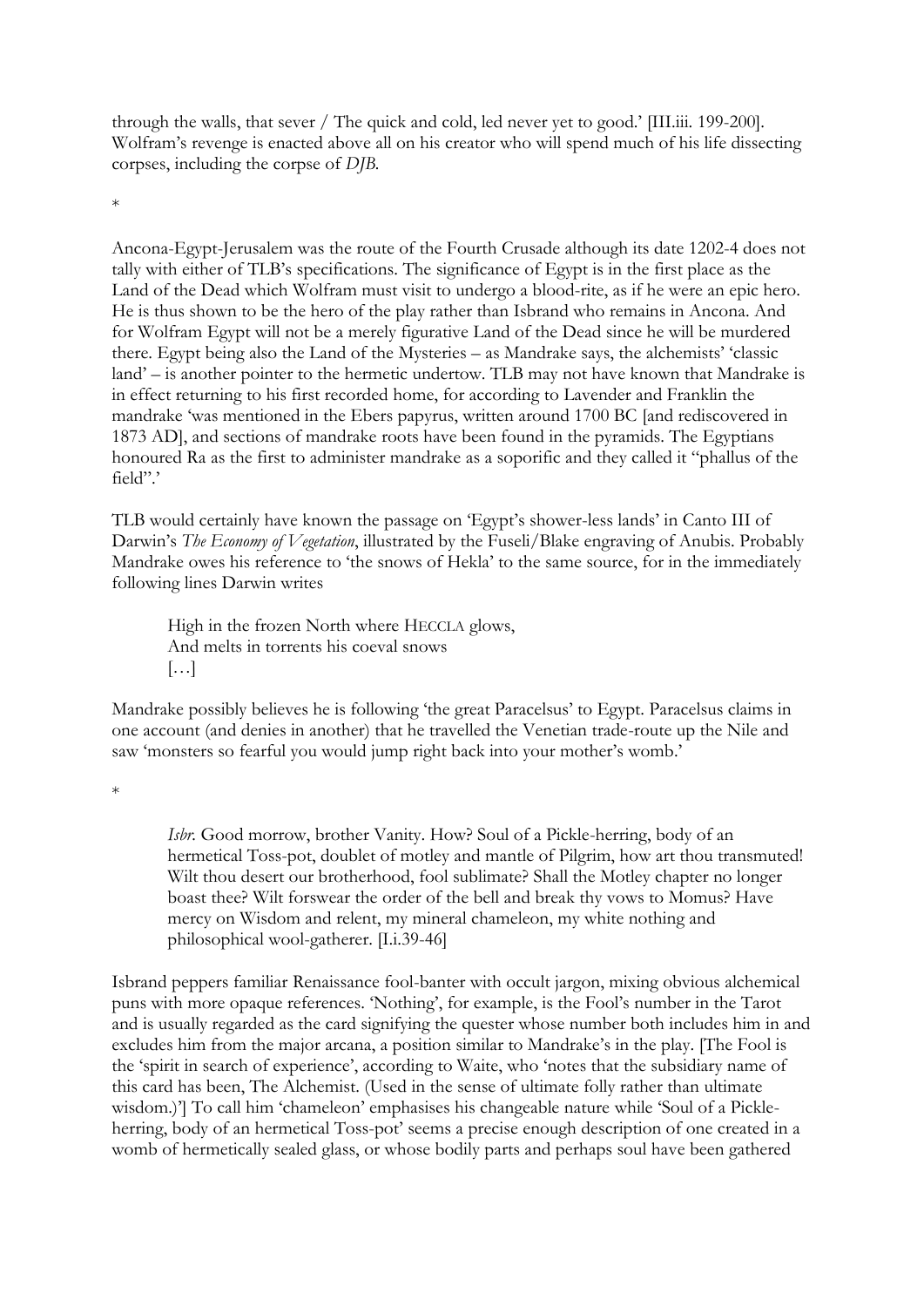through the walls, that sever / The quick and cold, led never yet to good.' [III.iii. 199-200]. Wolfram's revenge is enacted above all on his creator who will spend much of his life dissecting corpses, including the corpse of *DJB*.

*

Ancona-Egypt-Jerusalem was the route of the Fourth Crusade although its date 1202-4 does not tally with either of TLB's specifications. The significance of Egypt is in the first place as the Land of the Dead which Wolfram must visit to undergo a blood-rite, as if he were an epic hero. He is thus shown to be the hero of the play rather than Isbrand who remains in Ancona. And for Wolfram Egypt will not be a merely figurative Land of the Dead since he will be murdered there. Egypt being also the Land of the Mysteries – as Mandrake says, the alchemists' 'classic land' – is another pointer to the hermetic undertow. TLB may not have known that Mandrake is in effect returning to his first recorded home, for according to Lavender and Franklin the mandrake 'was mentioned in the Ebers papyrus, written around 1700 BC [and rediscovered in 1873 AD], and sections of mandrake roots have been found in the pyramids. The Egyptians honoured Ra as the first to administer mandrake as a soporific and they called it "phallus of the field".'

TLB would certainly have known the passage on 'Egypt's shower-less lands' in Canto III of Darwin's *The Economy of Vegetation*, illustrated by the Fuseli/Blake engraving of Anubis. Probably Mandrake owes his reference to 'the snows of Hekla' to the same source, for in the immediately following lines Darwin writes

> High in the frozen North where HECCLA glows,
> And melts in torrents his coeval snows
> […]

Mandrake possibly believes he is following 'the great Paracelsus' to Egypt. Paracelsus claims in one account (and denies in another) that he travelled the Venetian trade-route up the Nile and saw 'monsters so fearful you would jump right back into your mother's womb.'

*

> *Isbr.* Good morrow, brother Vanity. How? Soul of a Pickle-herring, body of an hermetical Toss-pot, doublet of motley and mantle of Pilgrim, how art thou transmuted! Wilt thou desert our brotherhood, fool sublimate? Shall the Motley chapter no longer boast thee? Wilt forswear the order of the bell and break thy vows to Momus? Have mercy on Wisdom and relent, my mineral chameleon, my white nothing and philosophical wool-gatherer. [I.i.39-46]

Isbrand peppers familiar Renaissance fool-banter with occult jargon, mixing obvious alchemical puns with more opaque references. 'Nothing', for example, is the Fool's number in the Tarot and is usually regarded as the card signifying the quester whose number both includes him in and excludes him from the major arcana, a position similar to Mandrake's in the play. [The Fool is the 'spirit in search of experience', according to Waite, who 'notes that the subsidiary name of this card has been, The Alchemist. (Used in the sense of ultimate folly rather than ultimate wisdom.)'] To call him 'chameleon' emphasises his changeable nature while 'Soul of a Pickle-herring, body of an hermetical Toss-pot' seems a precise enough description of one created in a womb of hermetically sealed glass, or whose bodily parts and perhaps soul have been gathered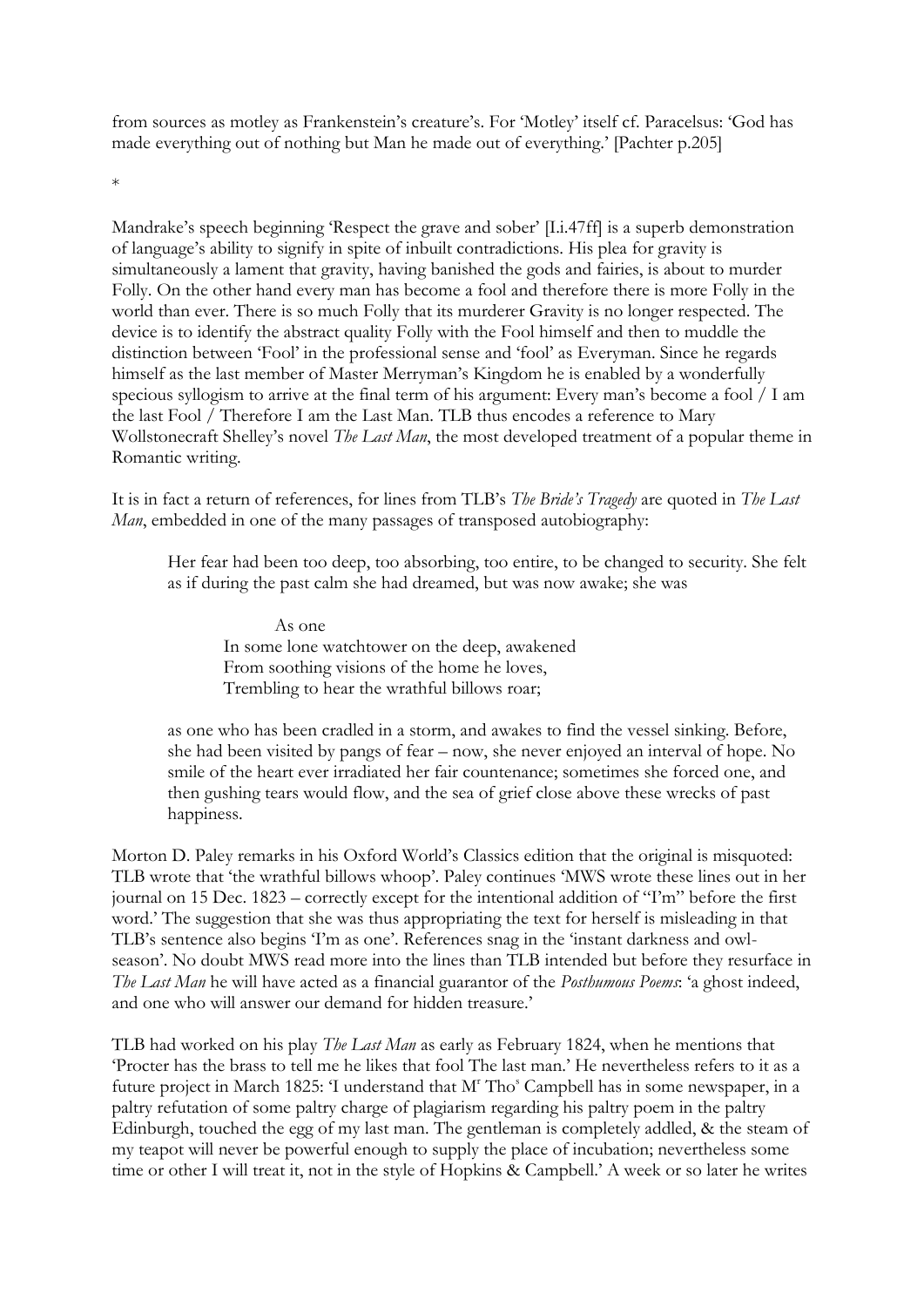from sources as motley as Frankenstein's creature's. For 'Motley' itself cf. Paracelsus: 'God has made everything out of nothing but Man he made out of everything.' [Pachter p.205]

*

Mandrake's speech beginning 'Respect the grave and sober' [I.i.47ff] is a superb demonstration of language's ability to signify in spite of inbuilt contradictions. His plea for gravity is simultaneously a lament that gravity, having banished the gods and fairies, is about to murder Folly. On the other hand every man has become a fool and therefore there is more Folly in the world than ever. There is so much Folly that its murderer Gravity is no longer respected. The device is to identify the abstract quality Folly with the Fool himself and then to muddle the distinction between 'Fool' in the professional sense and 'fool' as Everyman. Since he regards himself as the last member of Master Merryman's Kingdom he is enabled by a wonderfully specious syllogism to arrive at the final term of his argument: Every man's become a fool / I am the last Fool / Therefore I am the Last Man. TLB thus encodes a reference to Mary Wollstonecraft Shelley's novel *The Last Man*, the most developed treatment of a popular theme in Romantic writing.

It is in fact a return of references, for lines from TLB's *The Bride's Tragedy* are quoted in *The Last Man*, embedded in one of the many passages of transposed autobiography:

> Her fear had been too deep, too absorbing, too entire, to be changed to security. She felt as if during the past calm she had dreamed, but was now awake; she was
>
> As one
> In some lone watchtower on the deep, awakened
> From soothing visions of the home he loves,
> Trembling to hear the wrathful billows roar;
>
> as one who has been cradled in a storm, and awakes to find the vessel sinking. Before, she had been visited by pangs of fear – now, she never enjoyed an interval of hope. No smile of the heart ever irradiated her fair countenance; sometimes she forced one, and then gushing tears would flow, and the sea of grief close above these wrecks of past happiness.

Morton D. Paley remarks in his Oxford World's Classics edition that the original is misquoted: TLB wrote that 'the wrathful billows whoop'. Paley continues 'MWS wrote these lines out in her journal on 15 Dec. 1823 – correctly except for the intentional addition of "I'm" before the first word.' The suggestion that she was thus appropriating the text for herself is misleading in that TLB's sentence also begins 'I'm as one'. References snag in the 'instant darkness and owl-season'. No doubt MWS read more into the lines than TLB intended but before they resurface in *The Last Man* he will have acted as a financial guarantor of the *Posthumous Poems*: 'a ghost indeed, and one who will answer our demand for hidden treasure.'

TLB had worked on his play *The Last Man* as early as February 1824, when he mentions that 'Procter has the brass to tell me he likes that fool The last man.' He nevertheless refers to it as a future project in March 1825: 'I understand that M^r^ Tho^s^ Campbell has in some newspaper, in a paltry refutation of some paltry charge of plagiarism regarding his paltry poem in the paltry Edinburgh, touched the egg of my last man. The gentleman is completely addled, & the steam of my teapot will never be powerful enough to supply the place of incubation; nevertheless some time or other I will treat it, not in the style of Hopkins & Campbell.' A week or so later he writes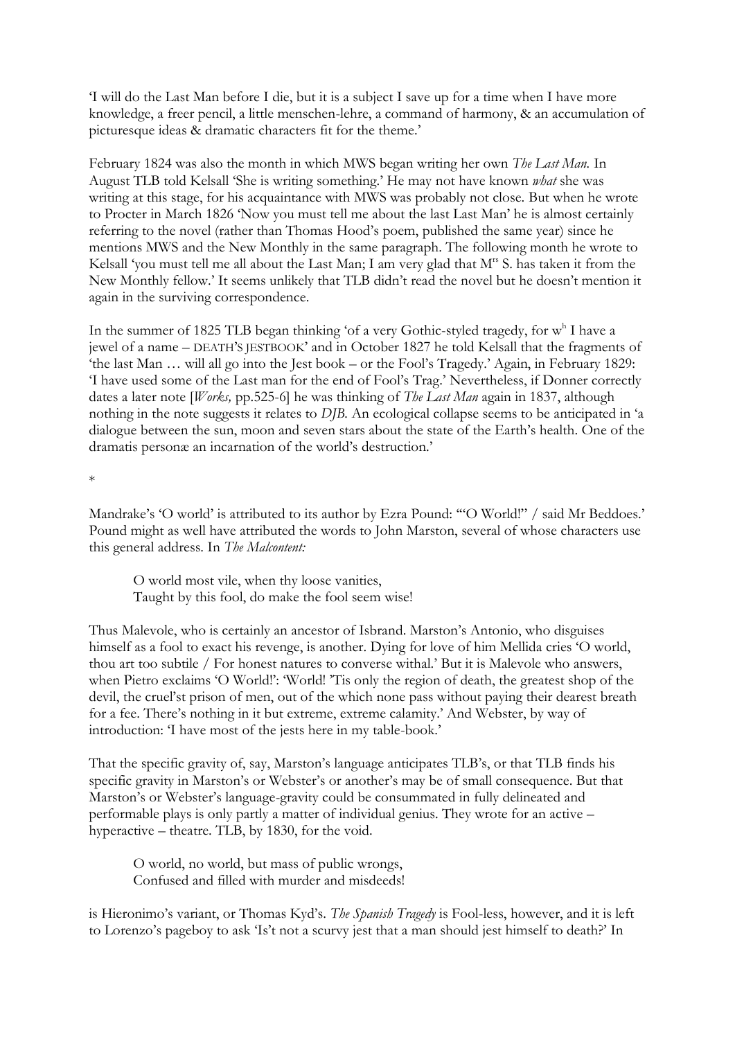'I will do the Last Man before I die, but it is a subject I save up for a time when I have more knowledge, a freer pencil, a little menschen-lehre, a command of harmony, & an accumulation of picturesque ideas & dramatic characters fit for the theme.'

February 1824 was also the month in which MWS began writing her own *The Last Man.* In August TLB told Kelsall 'She is writing something.' He may not have known *what* she was writing at this stage, for his acquaintance with MWS was probably not close. But when he wrote to Procter in March 1826 'Now you must tell me about the last Last Man' he is almost certainly referring to the novel (rather than Thomas Hood's poem, published the same year) since he mentions MWS and the New Monthly in the same paragraph. The following month he wrote to Kelsall 'you must tell me all about the Last Man; I am very glad that M[rs] S. has taken it from the New Monthly fellow.' It seems unlikely that TLB didn't read the novel but he doesn't mention it again in the surviving correspondence.

In the summer of 1825 TLB began thinking 'of a very Gothic-styled tragedy, for w[h] I have a jewel of a name – DEATH'S JESTBOOK' and in October 1827 he told Kelsall that the fragments of 'the last Man … will all go into the Jest book – or the Fool's Tragedy.' Again, in February 1829: 'I have used some of the Last man for the end of Fool's Trag.' Nevertheless, if Donner correctly dates a later note [*Works,* pp.525-6] he was thinking of *The Last Man* again in 1837, although nothing in the note suggests it relates to *DJB.* An ecological collapse seems to be anticipated in 'a dialogue between the sun, moon and seven stars about the state of the Earth's health. One of the dramatis personæ an incarnation of the world's destruction.'

*

Mandrake's 'O world' is attributed to its author by Ezra Pound: '"O World!" / said Mr Beddoes.' Pound might as well have attributed the words to John Marston, several of whose characters use this general address. In *The Malcontent:*

> O world most vile, when thy loose vanities,
> Taught by this fool, do make the fool seem wise!

Thus Malevole, who is certainly an ancestor of Isbrand. Marston's Antonio, who disguises himself as a fool to exact his revenge, is another. Dying for love of him Mellida cries 'O world, thou art too subtile / For honest natures to converse withal.' But it is Malevole who answers, when Pietro exclaims 'O World!': 'World! 'Tis only the region of death, the greatest shop of the devil, the cruel'st prison of men, out of the which none pass without paying their dearest breath for a fee. There's nothing in it but extreme, extreme calamity.' And Webster, by way of introduction: 'I have most of the jests here in my table-book.'

That the specific gravity of, say, Marston's language anticipates TLB's, or that TLB finds his specific gravity in Marston's or Webster's or another's may be of small consequence. But that Marston's or Webster's language-gravity could be consummated in fully delineated and performable plays is only partly a matter of individual genius. They wrote for an active – hyperactive – theatre. TLB, by 1830, for the void.

> O world, no world, but mass of public wrongs,
> Confused and filled with murder and misdeeds!

is Hieronimo's variant, or Thomas Kyd's. *The Spanish Tragedy* is Fool-less, however, and it is left to Lorenzo's pageboy to ask 'Is't not a scurvy jest that a man should jest himself to death?' In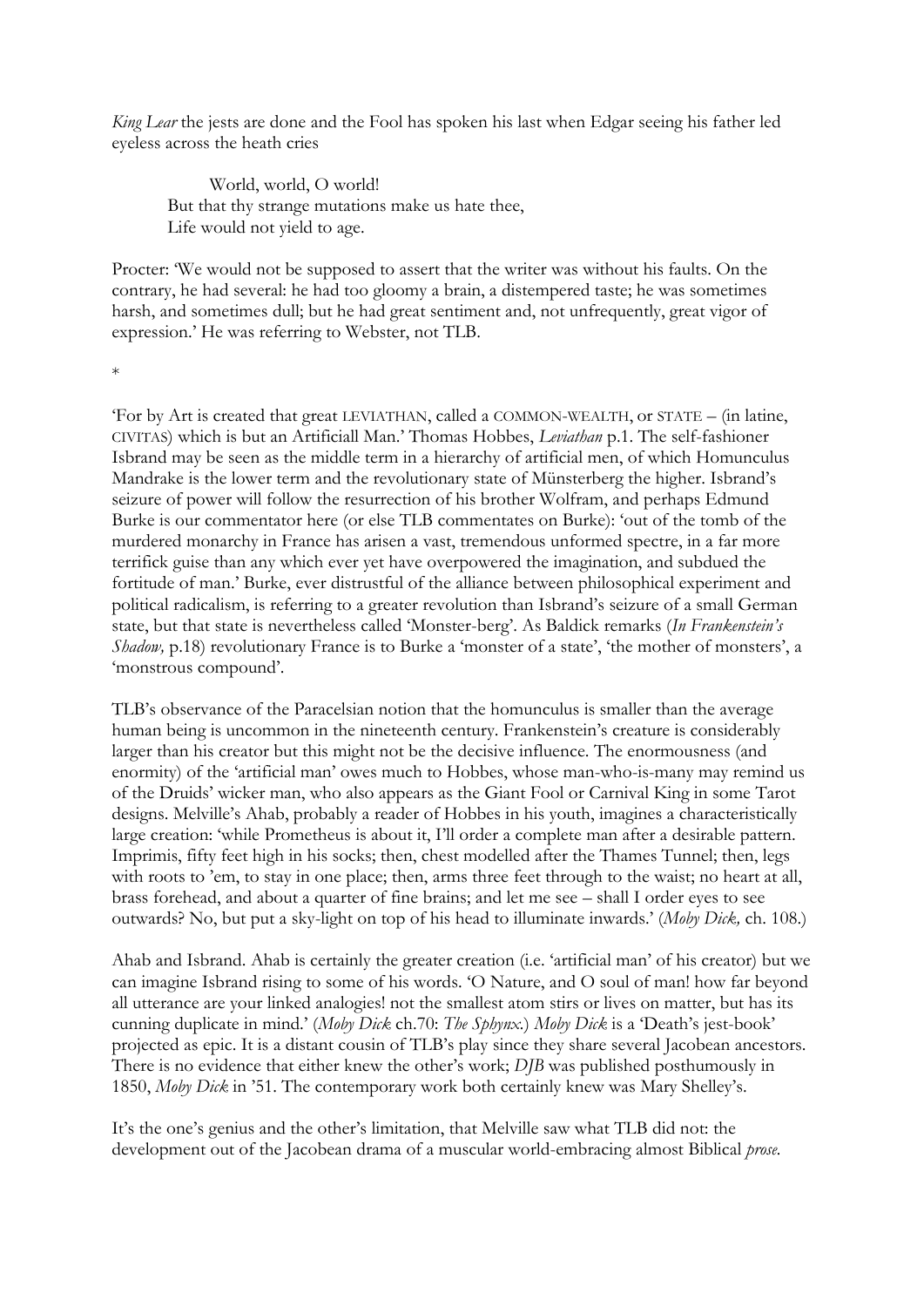*King Lear* the jests are done and the Fool has spoken his last when Edgar seeing his father led eyeless across the heath cries

> World, world, O world!
> But that thy strange mutations make us hate thee,
> Life would not yield to age.

Procter: 'We would not be supposed to assert that the writer was without his faults. On the contrary, he had several: he had too gloomy a brain, a distempered taste; he was sometimes harsh, and sometimes dull; but he had great sentiment and, not unfrequently, great vigor of expression.' He was referring to Webster, not TLB.

*

'For by Art is created that great LEVIATHAN, called a COMMON-WEALTH, or STATE – (in latine, CIVITAS) which is but an Artificiall Man.' Thomas Hobbes, *Leviathan* p.1. The self-fashioner Isbrand may be seen as the middle term in a hierarchy of artificial men, of which Homunculus Mandrake is the lower term and the revolutionary state of Münsterberg the higher. Isbrand's seizure of power will follow the resurrection of his brother Wolfram, and perhaps Edmund Burke is our commentator here (or else TLB commentates on Burke): 'out of the tomb of the murdered monarchy in France has arisen a vast, tremendous unformed spectre, in a far more terrifick guise than any which ever yet have overpowered the imagination, and subdued the fortitude of man.' Burke, ever distrustful of the alliance between philosophical experiment and political radicalism, is referring to a greater revolution than Isbrand's seizure of a small German state, but that state is nevertheless called 'Monster-berg'. As Baldick remarks (*In Frankenstein's Shadow,* p.18) revolutionary France is to Burke a 'monster of a state', 'the mother of monsters', a 'monstrous compound'.

TLB's observance of the Paracelsian notion that the homunculus is smaller than the average human being is uncommon in the nineteenth century. Frankenstein's creature is considerably larger than his creator but this might not be the decisive influence. The enormousness (and enormity) of the 'artificial man' owes much to Hobbes, whose man-who-is-many may remind us of the Druids' wicker man, who also appears as the Giant Fool or Carnival King in some Tarot designs. Melville's Ahab, probably a reader of Hobbes in his youth, imagines a characteristically large creation: 'while Prometheus is about it, I'll order a complete man after a desirable pattern. Imprimis, fifty feet high in his socks; then, chest modelled after the Thames Tunnel; then, legs with roots to 'em, to stay in one place; then, arms three feet through to the waist; no heart at all, brass forehead, and about a quarter of fine brains; and let me see – shall I order eyes to see outwards? No, but put a sky-light on top of his head to illuminate inwards.' (*Moby Dick,* ch. 108.)

Ahab and Isbrand. Ahab is certainly the greater creation (i.e. 'artificial man' of his creator) but we can imagine Isbrand rising to some of his words. 'O Nature, and O soul of man! how far beyond all utterance are your linked analogies! not the smallest atom stirs or lives on matter, but has its cunning duplicate in mind.' (*Moby Dick* ch.70: *The Sphynx*.) *Moby Dick* is a 'Death's jest-book' projected as epic. It is a distant cousin of TLB's play since they share several Jacobean ancestors. There is no evidence that either knew the other's work; *DJB* was published posthumously in 1850, *Moby Dick* in '51. The contemporary work both certainly knew was Mary Shelley's.

It's the one's genius and the other's limitation, that Melville saw what TLB did not: the development out of the Jacobean drama of a muscular world-embracing almost Biblical *prose.*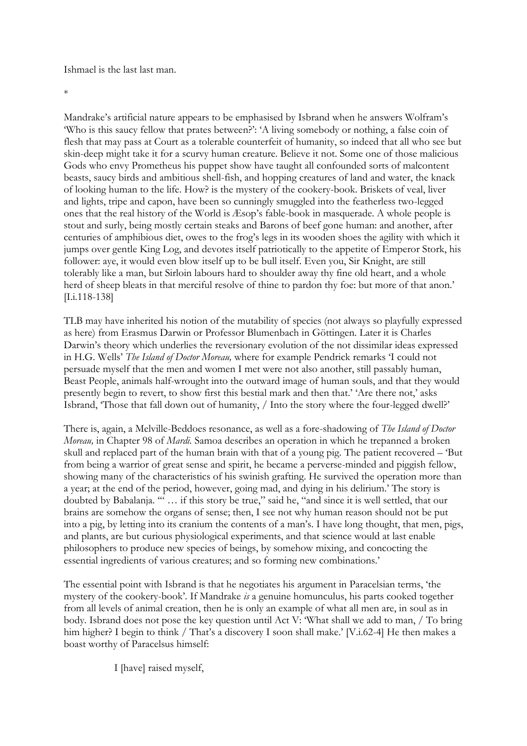Ishmael is the last last man.

*

Mandrake's artificial nature appears to be emphasised by Isbrand when he answers Wolfram's 'Who is this saucy fellow that prates between?': 'A living somebody or nothing, a false coin of flesh that may pass at Court as a tolerable counterfeit of humanity, so indeed that all who see but skin-deep might take it for a scurvy human creature. Believe it not. Some one of those malicious Gods who envy Prometheus his puppet show have taught all confounded sorts of malcontent beasts, saucy birds and ambitious shell-fish, and hopping creatures of land and water, the knack of looking human to the life. How? is the mystery of the cookery-book. Briskets of veal, liver and lights, tripe and capon, have been so cunningly smuggled into the featherless two-legged ones that the real history of the World is Æsop's fable-book in masquerade. A whole people is stout and surly, being mostly certain steaks and Barons of beef gone human: and another, after centuries of amphibious diet, owes to the frog's legs in its wooden shoes the agility with which it jumps over gentle King Log, and devotes itself patriotically to the appetite of Emperor Stork, his follower: aye, it would even blow itself up to be bull itself. Even you, Sir Knight, are still tolerably like a man, but Sirloin labours hard to shoulder away thy fine old heart, and a whole herd of sheep bleats in that merciful resolve of thine to pardon thy foe: but more of that anon.' [I.i.118-138]

TLB may have inherited his notion of the mutability of species (not always so playfully expressed as here) from Erasmus Darwin or Professor Blumenbach in Göttingen. Later it is Charles Darwin's theory which underlies the reversionary evolution of the not dissimilar ideas expressed in H.G. Wells' *The Island of Doctor Moreau,* where for example Pendrick remarks 'I could not persuade myself that the men and women I met were not also another, still passably human, Beast People, animals half-wrought into the outward image of human souls, and that they would presently begin to revert, to show first this bestial mark and then that.' 'Are there not,' asks Isbrand, 'Those that fall down out of humanity, / Into the story where the four-legged dwell?'

There is, again, a Melville-Beddoes resonance, as well as a fore-shadowing of *The Island of Doctor Moreau,* in Chapter 98 of *Mardi.* Samoa describes an operation in which he trepanned a broken skull and replaced part of the human brain with that of a young pig. The patient recovered – 'But from being a warrior of great sense and spirit, he became a perverse-minded and piggish fellow, showing many of the characteristics of his swinish grafting. He survived the operation more than a year; at the end of the period, however, going mad, and dying in his delirium.' The story is doubted by Babalanja. "' … if this story be true," said he, "and since it is well settled, that our brains are somehow the organs of sense; then, I see not why human reason should not be put into a pig, by letting into its cranium the contents of a man's. I have long thought, that men, pigs, and plants, are but curious physiological experiments, and that science would at last enable philosophers to produce new species of beings, by somehow mixing, and concocting the essential ingredients of various creatures; and so forming new combinations.'

The essential point with Isbrand is that he negotiates his argument in Paracelsian terms, 'the mystery of the cookery-book'. If Mandrake *is* a genuine homunculus, his parts cooked together from all levels of animal creation, then he is only an example of what all men are, in soul as in body. Isbrand does not pose the key question until Act V: 'What shall we add to man, / To bring him higher? I begin to think / That's a discovery I soon shall make.' [V.i.62-4] He then makes a boast worthy of Paracelsus himself:

> I [have] raised myself,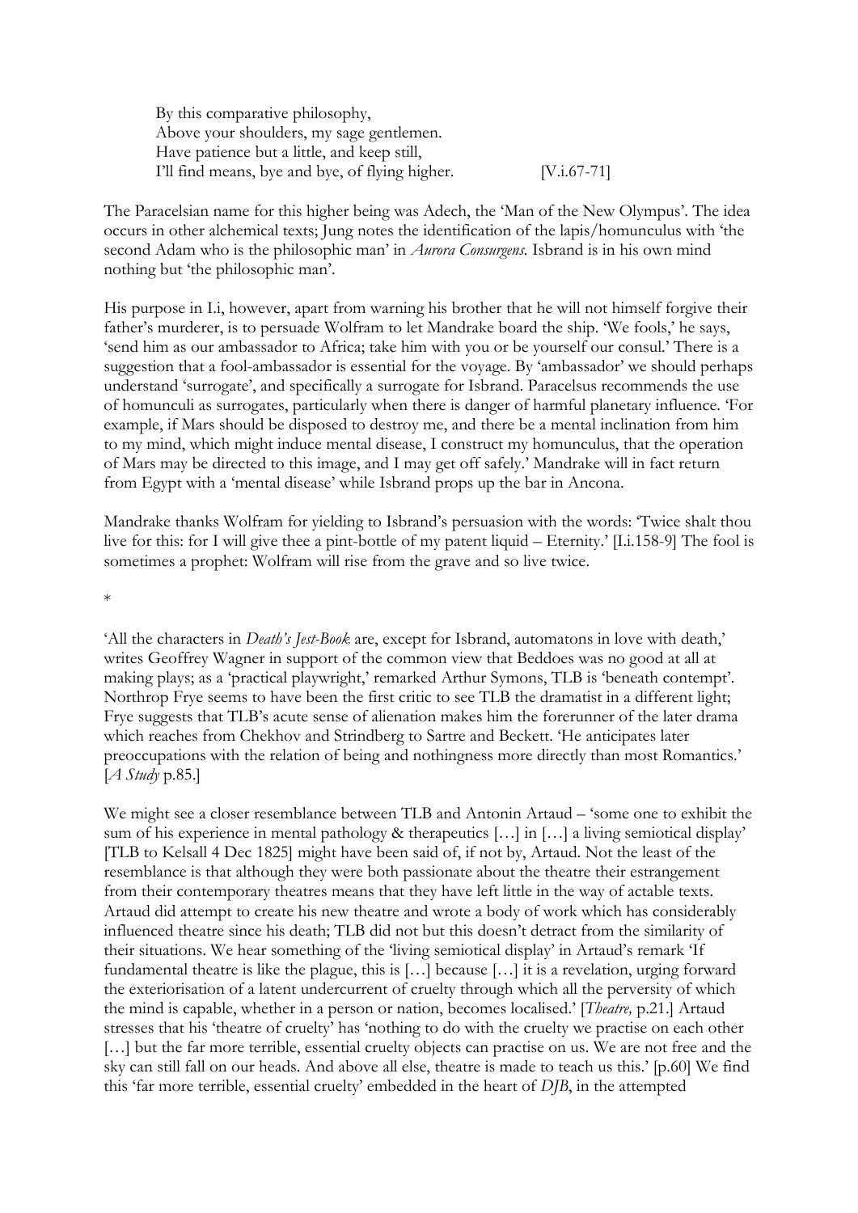> By this comparative philosophy,
> Above your shoulders, my sage gentlemen.
> Have patience but a little, and keep still,
> I'll find means, bye and bye, of flying higher. [V.i.67-71]

The Paracelsian name for this higher being was Adech, the 'Man of the New Olympus'. The idea occurs in other alchemical texts; Jung notes the identification of the lapis/homunculus with 'the second Adam who is the philosophic man' in *Aurora Consurgens.* Isbrand is in his own mind nothing but 'the philosophic man'.

His purpose in I.i, however, apart from warning his brother that he will not himself forgive their father's murderer, is to persuade Wolfram to let Mandrake board the ship. 'We fools,' he says, 'send him as our ambassador to Africa; take him with you or be yourself our consul.' There is a suggestion that a fool-ambassador is essential for the voyage. By 'ambassador' we should perhaps understand 'surrogate', and specifically a surrogate for Isbrand. Paracelsus recommends the use of homunculi as surrogates, particularly when there is danger of harmful planetary influence. 'For example, if Mars should be disposed to destroy me, and there be a mental inclination from him to my mind, which might induce mental disease, I construct my homunculus, that the operation of Mars may be directed to this image, and I may get off safely.' Mandrake will in fact return from Egypt with a 'mental disease' while Isbrand props up the bar in Ancona.

Mandrake thanks Wolfram for yielding to Isbrand's persuasion with the words: 'Twice shalt thou live for this: for I will give thee a pint-bottle of my patent liquid – Eternity.' [I.i.158-9] The fool is sometimes a prophet: Wolfram will rise from the grave and so live twice.

*

'All the characters in *Death's Jest-Book* are, except for Isbrand, automatons in love with death,' writes Geoffrey Wagner in support of the common view that Beddoes was no good at all at making plays; as a 'practical playwright,' remarked Arthur Symons, TLB is 'beneath contempt'. Northrop Frye seems to have been the first critic to see TLB the dramatist in a different light; Frye suggests that TLB's acute sense of alienation makes him the forerunner of the later drama which reaches from Chekhov and Strindberg to Sartre and Beckett. 'He anticipates later preoccupations with the relation of being and nothingness more directly than most Romantics.' [*A Study* p.85.]

We might see a closer resemblance between TLB and Antonin Artaud – 'some one to exhibit the sum of his experience in mental pathology & therapeutics […] in […] a living semiotical display' [TLB to Kelsall 4 Dec 1825] might have been said of, if not by, Artaud. Not the least of the resemblance is that although they were both passionate about the theatre their estrangement from their contemporary theatres means that they have left little in the way of actable texts. Artaud did attempt to create his new theatre and wrote a body of work which has considerably influenced theatre since his death; TLB did not but this doesn't detract from the similarity of their situations. We hear something of the 'living semiotical display' in Artaud's remark 'If fundamental theatre is like the plague, this is […] because […] it is a revelation, urging forward the exteriorisation of a latent undercurrent of cruelty through which all the perversity of which the mind is capable, whether in a person or nation, becomes localised.' [*Theatre,* p.21.] Artaud stresses that his 'theatre of cruelty' has 'nothing to do with the cruelty we practise on each other […] but the far more terrible, essential cruelty objects can practise on us. We are not free and the sky can still fall on our heads. And above all else, theatre is made to teach us this.' [p.60] We find this 'far more terrible, essential cruelty' embedded in the heart of *DJB*, in the attempted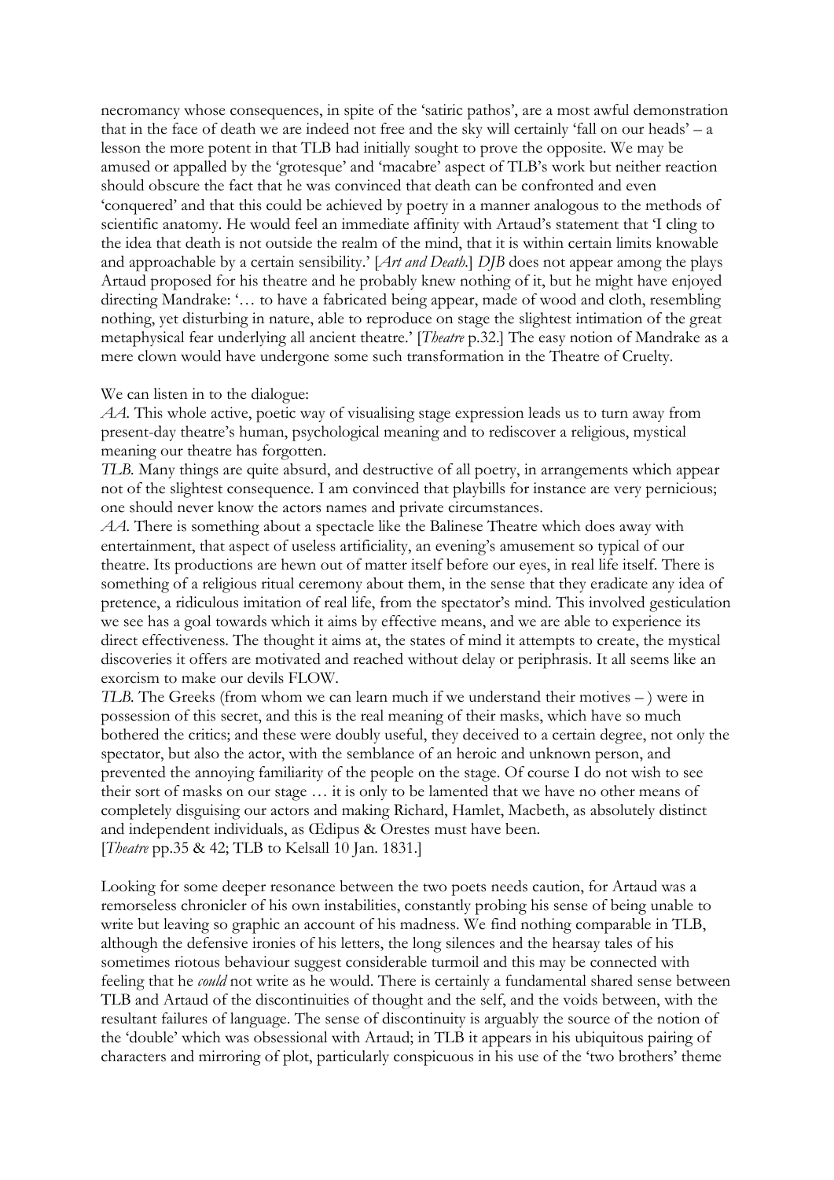necromancy whose consequences, in spite of the 'satiric pathos', are a most awful demonstration that in the face of death we are indeed not free and the sky will certainly 'fall on our heads' – a lesson the more potent in that TLB had initially sought to prove the opposite. We may be amused or appalled by the 'grotesque' and 'macabre' aspect of TLB's work but neither reaction should obscure the fact that he was convinced that death can be confronted and even 'conquered' and that this could be achieved by poetry in a manner analogous to the methods of scientific anatomy. He would feel an immediate affinity with Artaud's statement that 'I cling to the idea that death is not outside the realm of the mind, that it is within certain limits knowable and approachable by a certain sensibility.' [*Art and Death*.] *DJB* does not appear among the plays Artaud proposed for his theatre and he probably knew nothing of it, but he might have enjoyed directing Mandrake: '… to have a fabricated being appear, made of wood and cloth, resembling nothing, yet disturbing in nature, able to reproduce on stage the slightest intimation of the great metaphysical fear underlying all ancient theatre.' [*Theatre* p.32.] The easy notion of Mandrake as a mere clown would have undergone some such transformation in the Theatre of Cruelty.

We can listen in to the dialogue:

*AA.* This whole active, poetic way of visualising stage expression leads us to turn away from present-day theatre's human, psychological meaning and to rediscover a religious, mystical meaning our theatre has forgotten.

*TLB.* Many things are quite absurd, and destructive of all poetry, in arrangements which appear not of the slightest consequence. I am convinced that playbills for instance are very pernicious; one should never know the actors names and private circumstances.

*AA.* There is something about a spectacle like the Balinese Theatre which does away with entertainment, that aspect of useless artificiality, an evening's amusement so typical of our theatre. Its productions are hewn out of matter itself before our eyes, in real life itself. There is something of a religious ritual ceremony about them, in the sense that they eradicate any idea of pretence, a ridiculous imitation of real life, from the spectator's mind. This involved gesticulation we see has a goal towards which it aims by effective means, and we are able to experience its direct effectiveness. The thought it aims at, the states of mind it attempts to create, the mystical discoveries it offers are motivated and reached without delay or periphrasis. It all seems like an exorcism to make our devils FLOW.

*TLB.* The Greeks (from whom we can learn much if we understand their motives – ) were in possession of this secret, and this is the real meaning of their masks, which have so much bothered the critics; and these were doubly useful, they deceived to a certain degree, not only the spectator, but also the actor, with the semblance of an heroic and unknown person, and prevented the annoying familiarity of the people on the stage. Of course I do not wish to see their sort of masks on our stage … it is only to be lamented that we have no other means of completely disguising our actors and making Richard, Hamlet, Macbeth, as absolutely distinct and independent individuals, as Œdipus & Orestes must have been.
[*Theatre* pp.35 & 42; TLB to Kelsall 10 Jan. 1831.]

Looking for some deeper resonance between the two poets needs caution, for Artaud was a remorseless chronicler of his own instabilities, constantly probing his sense of being unable to write but leaving so graphic an account of his madness. We find nothing comparable in TLB, although the defensive ironies of his letters, the long silences and the hearsay tales of his sometimes riotous behaviour suggest considerable turmoil and this may be connected with feeling that he *could* not write as he would. There is certainly a fundamental shared sense between TLB and Artaud of the discontinuities of thought and the self, and the voids between, with the resultant failures of language. The sense of discontinuity is arguably the source of the notion of the 'double' which was obsessional with Artaud; in TLB it appears in his ubiquitous pairing of characters and mirroring of plot, particularly conspicuous in his use of the 'two brothers' theme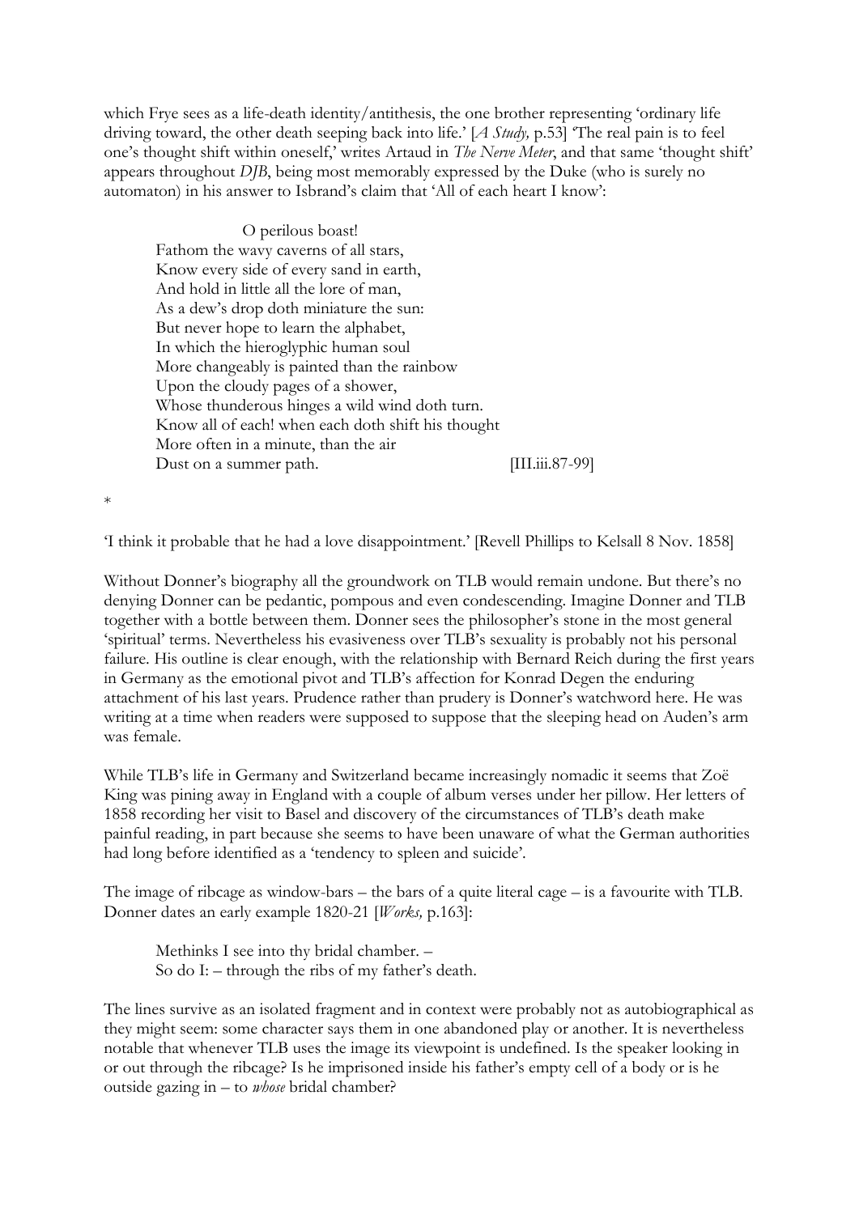which Frye sees as a life-death identity/antithesis, the one brother representing 'ordinary life driving toward, the other death seeping back into life.' [*A Study,* p.53] 'The real pain is to feel one's thought shift within oneself,' writes Artaud in *The Nerve Meter*, and that same 'thought shift' appears throughout *DJB*, being most memorably expressed by the Duke (who is surely no automaton) in his answer to Isbrand's claim that 'All of each heart I know':

> O perilous boast!  
> Fathom the wavy caverns of all stars,  
> Know every side of every sand in earth,  
> And hold in little all the lore of man,  
> As a dew's drop doth miniature the sun:  
> But never hope to learn the alphabet,  
> In which the hieroglyphic human soul  
> More changeably is painted than the rainbow  
> Upon the cloudy pages of a shower,  
> Whose thunderous hinges a wild wind doth turn.  
> Know all of each! when each doth shift his thought  
> More often in a minute, than the air  
> Dust on a summer path. [III.iii.87-99]

*

'I think it probable that he had a love disappointment.' [Revell Phillips to Kelsall 8 Nov. 1858]

Without Donner's biography all the groundwork on TLB would remain undone. But there's no denying Donner can be pedantic, pompous and even condescending. Imagine Donner and TLB together with a bottle between them. Donner sees the philosopher's stone in the most general 'spiritual' terms. Nevertheless his evasiveness over TLB's sexuality is probably not his personal failure. His outline is clear enough, with the relationship with Bernard Reich during the first years in Germany as the emotional pivot and TLB's affection for Konrad Degen the enduring attachment of his last years. Prudence rather than prudery is Donner's watchword here. He was writing at a time when readers were supposed to suppose that the sleeping head on Auden's arm was female.

While TLB's life in Germany and Switzerland became increasingly nomadic it seems that Zoë King was pining away in England with a couple of album verses under her pillow. Her letters of 1858 recording her visit to Basel and discovery of the circumstances of TLB's death make painful reading, in part because she seems to have been unaware of what the German authorities had long before identified as a 'tendency to spleen and suicide'.

The image of ribcage as window-bars – the bars of a quite literal cage – is a favourite with TLB. Donner dates an early example 1820-21 [*Works,* p.163]:

> Methinks I see into thy bridal chamber. –  
> So do I: – through the ribs of my father's death.

The lines survive as an isolated fragment and in context were probably not as autobiographical as they might seem: some character says them in one abandoned play or another. It is nevertheless notable that whenever TLB uses the image its viewpoint is undefined. Is the speaker looking in or out through the ribcage? Is he imprisoned inside his father's empty cell of a body or is he outside gazing in – to *whose* bridal chamber?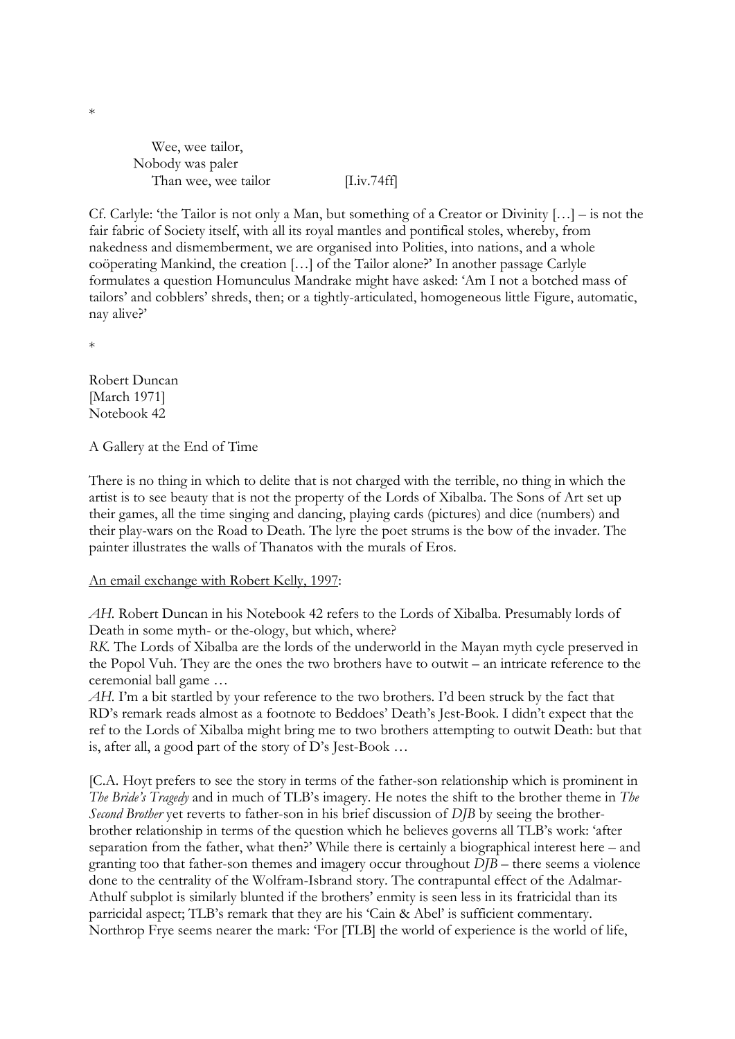*

> Wee, wee tailor,  
> Nobody was paler  
> Than wee, wee tailor [I.iv.74ff]

Cf. Carlyle: 'the Tailor is not only a Man, but something of a Creator or Divinity […] – is not the fair fabric of Society itself, with all its royal mantles and pontifical stoles, whereby, from nakedness and dismemberment, we are organised into Polities, into nations, and a whole coöperating Mankind, the creation […] of the Tailor alone?' In another passage Carlyle formulates a question Homunculus Mandrake might have asked: 'Am I not a botched mass of tailors' and cobblers' shreds, then; or a tightly-articulated, homogeneous little Figure, automatic, nay alive?'

*

Robert Duncan  
[March 1971]  
Notebook 42

A Gallery at the End of Time

There is no thing in which to delite that is not charged with the terrible, no thing in which the artist is to see beauty that is not the property of the Lords of Xibalba. The Sons of Art set up their games, all the time singing and dancing, playing cards (pictures) and dice (numbers) and their play-wars on the Road to Death. The lyre the poet strums is the bow of the invader. The painter illustrates the walls of Thanatos with the murals of Eros.

<u>An email exchange with Robert Kelly, 1997</u>:

*AH*. Robert Duncan in his Notebook 42 refers to the Lords of Xibalba. Presumably lords of Death in some myth- or the-ology, but which, where?  
*RK*. The Lords of Xibalba are the lords of the underworld in the Mayan myth cycle preserved in the Popol Vuh. They are the ones the two brothers have to outwit – an intricate reference to the ceremonial ball game …  
*AH*. I'm a bit startled by your reference to the two brothers. I'd been struck by the fact that RD's remark reads almost as a footnote to Beddoes' Death's Jest-Book. I didn't expect that the ref to the Lords of Xibalba might bring me to two brothers attempting to outwit Death: but that is, after all, a good part of the story of D's Jest-Book …

[C.A. Hoyt prefers to see the story in terms of the father-son relationship which is prominent in *The Bride's Tragedy* and in much of TLB's imagery. He notes the shift to the brother theme in *The Second Brother* yet reverts to father-son in his brief discussion of *DJB* by seeing the brother-brother relationship in terms of the question which he believes governs all TLB's work: 'after separation from the father, what then?' While there is certainly a biographical interest here – and granting too that father-son themes and imagery occur throughout *DJB* – there seems a violence done to the centrality of the Wolfram-Isbrand story. The contrapuntal effect of the Adalmar-Athulf subplot is similarly blunted if the brothers' enmity is seen less in its fratricidal than its parricidal aspect; TLB's remark that they are his 'Cain & Abel' is sufficient commentary. Northrop Frye seems nearer the mark: 'For [TLB] the world of experience is the world of life,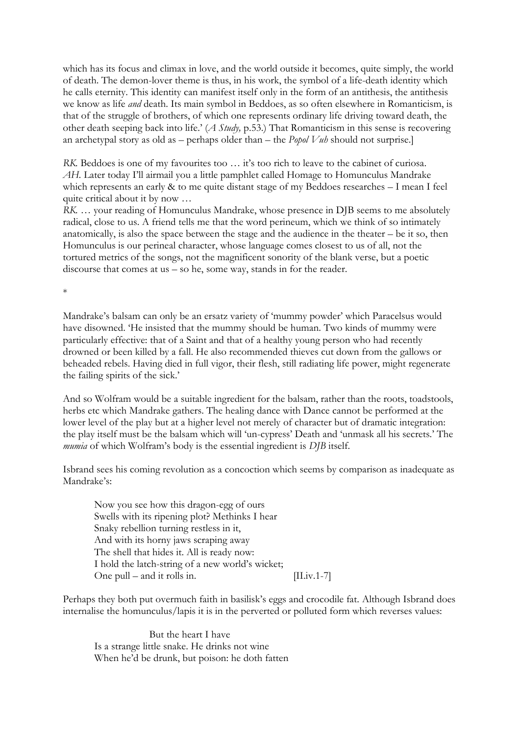which has its focus and climax in love, and the world outside it becomes, quite simply, the world of death. The demon-lover theme is thus, in his work, the symbol of a life-death identity which he calls eternity. This identity can manifest itself only in the form of an antithesis, the antithesis we know as life *and* death. Its main symbol in Beddoes, as so often elsewhere in Romanticism, is that of the struggle of brothers, of which one represents ordinary life driving toward death, the other death seeping back into life.' (*A Study,* p.53.) That Romanticism in this sense is recovering an archetypal story as old as – perhaps older than – the *Popol Vuh* should not surprise.]

*RK.* Beddoes is one of my favourites too … it's too rich to leave to the cabinet of curiosa.
*AH.* Later today I'll airmail you a little pamphlet called Homage to Homunculus Mandrake which represents an early & to me quite distant stage of my Beddoes researches – I mean I feel quite critical about it by now …
*RK.* … your reading of Homunculus Mandrake, whose presence in DJB seems to me absolutely radical, close to us. A friend tells me that the word perineum, which we think of so intimately anatomically, is also the space between the stage and the audience in the theater – be it so, then Homunculus is our perineal character, whose language comes closest to us of all, not the tortured metrics of the songs, not the magnificent sonority of the blank verse, but a poetic discourse that comes at us – so he, some way, stands in for the reader.

*

Mandrake's balsam can only be an ersatz variety of 'mummy powder' which Paracelsus would have disowned. 'He insisted that the mummy should be human. Two kinds of mummy were particularly effective: that of a Saint and that of a healthy young person who had recently drowned or been killed by a fall. He also recommended thieves cut down from the gallows or beheaded rebels. Having died in full vigor, their flesh, still radiating life power, might regenerate the failing spirits of the sick.'

And so Wolfram would be a suitable ingredient for the balsam, rather than the roots, toadstools, herbs etc which Mandrake gathers. The healing dance with Dance cannot be performed at the lower level of the play but at a higher level not merely of character but of dramatic integration: the play itself must be the balsam which will 'un-cypress' Death and 'unmask all his secrets.' The *mumia* of which Wolfram's body is the essential ingredient is *DJB* itself.

Isbrand sees his coming revolution as a concoction which seems by comparison as inadequate as Mandrake's:

> Now you see how this dragon-egg of ours
> Swells with its ripening plot? Methinks I hear
> Snaky rebellion turning restless in it,
> And with its horny jaws scraping away
> The shell that hides it. All is ready now:
> I hold the latch-string of a new world's wicket;
> One pull – and it rolls in. [II.iv.1-7]

Perhaps they both put overmuch faith in basilisk's eggs and crocodile fat. Although Isbrand does internalise the homunculus/lapis it is in the perverted or polluted form which reverses values:

> But the heart I have
> Is a strange little snake. He drinks not wine
> When he'd be drunk, but poison: he doth fatten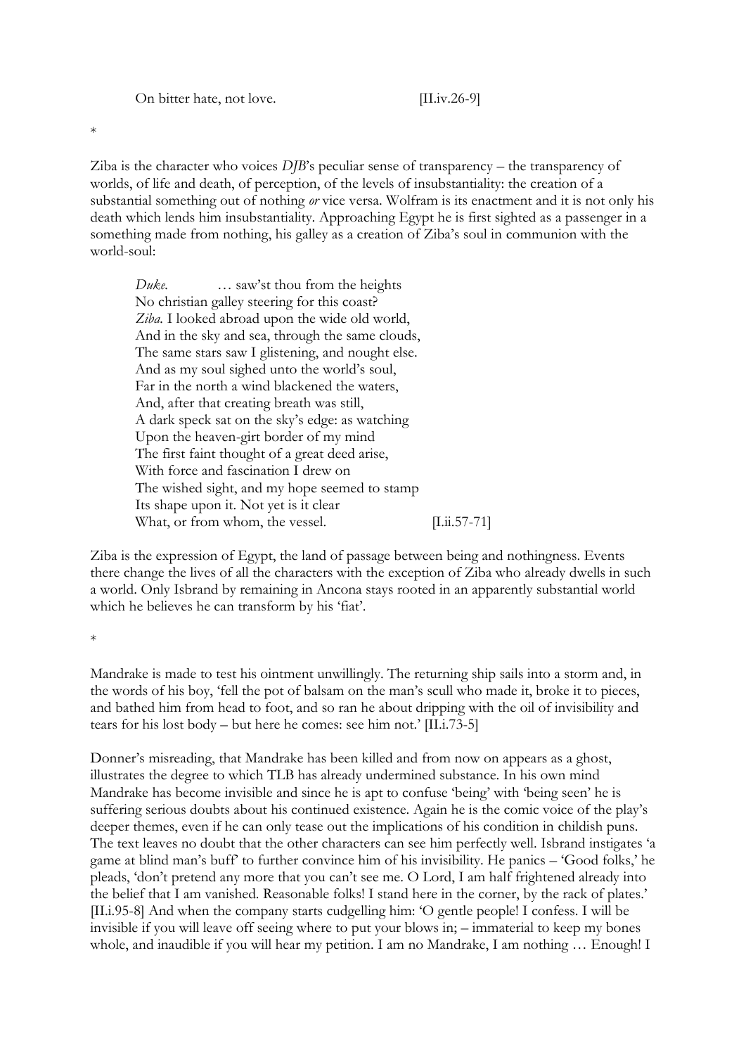On bitter hate, not love. [II.iv.26-9]

*

Ziba is the character who voices *DJB*'s peculiar sense of transparency – the transparency of worlds, of life and death, of perception, of the levels of insubstantiality: the creation of a substantial something out of nothing *or* vice versa. Wolfram is its enactment and it is not only his death which lends him insubstantiality. Approaching Egypt he is first sighted as a passenger in a something made from nothing, his galley as a creation of Ziba's soul in communion with the world-soul:

> *Duke*. … saw'st thou from the heights
> No christian galley steering for this coast?
> *Ziba*. I looked abroad upon the wide old world,
> And in the sky and sea, through the same clouds,
> The same stars saw I glistening, and nought else.
> And as my soul sighed unto the world's soul,
> Far in the north a wind blackened the waters,
> And, after that creating breath was still,
> A dark speck sat on the sky's edge: as watching
> Upon the heaven-girt border of my mind
> The first faint thought of a great deed arise,
> With force and fascination I drew on
> The wished sight, and my hope seemed to stamp
> Its shape upon it. Not yet is it clear
> What, or from whom, the vessel. [I.ii.57-71]

Ziba is the expression of Egypt, the land of passage between being and nothingness. Events there change the lives of all the characters with the exception of Ziba who already dwells in such a world. Only Isbrand by remaining in Ancona stays rooted in an apparently substantial world which he believes he can transform by his 'fiat'.

*

Mandrake is made to test his ointment unwillingly. The returning ship sails into a storm and, in the words of his boy, 'fell the pot of balsam on the man's scull who made it, broke it to pieces, and bathed him from head to foot, and so ran he about dripping with the oil of invisibility and tears for his lost body – but here he comes: see him not.' [II.i.73-5]

Donner's misreading, that Mandrake has been killed and from now on appears as a ghost, illustrates the degree to which TLB has already undermined substance. In his own mind Mandrake has become invisible and since he is apt to confuse 'being' with 'being seen' he is suffering serious doubts about his continued existence. Again he is the comic voice of the play's deeper themes, even if he can only tease out the implications of his condition in childish puns. The text leaves no doubt that the other characters can see him perfectly well. Isbrand instigates 'a game at blind man's buff' to further convince him of his invisibility. He panics – 'Good folks,' he pleads, 'don't pretend any more that you can't see me. O Lord, I am half frightened already into the belief that I am vanished. Reasonable folks! I stand here in the corner, by the rack of plates.' [II.i.95-8] And when the company starts cudgelling him: 'O gentle people! I confess. I will be invisible if you will leave off seeing where to put your blows in; – immaterial to keep my bones whole, and inaudible if you will hear my petition. I am no Mandrake, I am nothing … Enough! I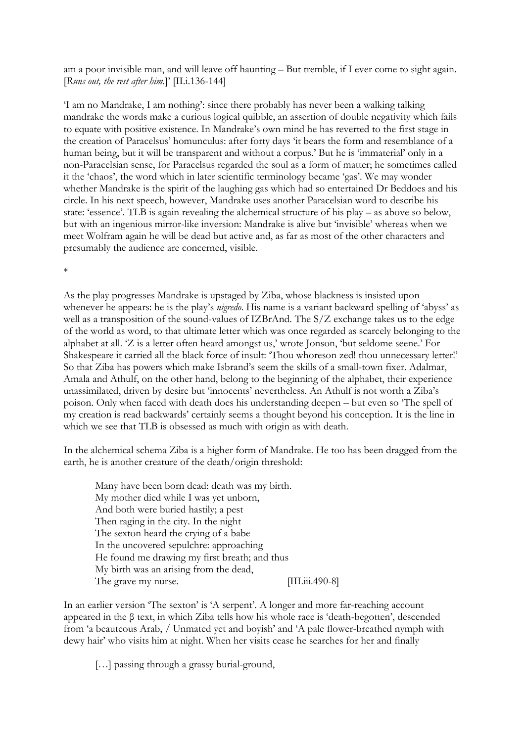am a poor invisible man, and will leave off haunting – But tremble, if I ever come to sight again. [*Runs out, the rest after him.*]' [II.i.136-144]

'I am no Mandrake, I am nothing': since there probably has never been a walking talking mandrake the words make a curious logical quibble, an assertion of double negativity which fails to equate with positive existence. In Mandrake's own mind he has reverted to the first stage in the creation of Paracelsus' homunculus: after forty days 'it bears the form and resemblance of a human being, but it will be transparent and without a corpus.' But he is 'immaterial' only in a non-Paracelsian sense, for Paracelsus regarded the soul as a form of matter; he sometimes called it the 'chaos', the word which in later scientific terminology became 'gas'. We may wonder whether Mandrake is the spirit of the laughing gas which had so entertained Dr Beddoes and his circle. In his next speech, however, Mandrake uses another Paracelsian word to describe his state: 'essence'. TLB is again revealing the alchemical structure of his play – as above so below, but with an ingenious mirror-like inversion: Mandrake is alive but 'invisible' whereas when we meet Wolfram again he will be dead but active and, as far as most of the other characters and presumably the audience are concerned, visible.

*

As the play progresses Mandrake is upstaged by Ziba, whose blackness is insisted upon whenever he appears: he is the play's *nigredo*. His name is a variant backward spelling of 'abyss' as well as a transposition of the sound-values of IZBrAnd. The S/Z exchange takes us to the edge of the world as word, to that ultimate letter which was once regarded as scarcely belonging to the alphabet at all. 'Z is a letter often heard amongst us,' wrote Jonson, 'but seldome seene.' For Shakespeare it carried all the black force of insult: 'Thou whoreson zed! thou unnecessary letter!' So that Ziba has powers which make Isbrand's seem the skills of a small-town fixer. Adalmar, Amala and Athulf, on the other hand, belong to the beginning of the alphabet, their experience unassimilated, driven by desire but 'innocents' nevertheless. An Athulf is not worth a Ziba's poison. Only when faced with death does his understanding deepen – but even so 'The spell of my creation is read backwards' certainly seems a thought beyond his conception. It is the line in which we see that TLB is obsessed as much with origin as with death.

In the alchemical schema Ziba is a higher form of Mandrake. He too has been dragged from the earth, he is another creature of the death/origin threshold:

> Many have been born dead: death was my birth.
> My mother died while I was yet unborn,
> And both were buried hastily; a pest
> Then raging in the city. In the night
> The sexton heard the crying of a babe
> In the uncovered sepulchre: approaching
> He found me drawing my first breath; and thus
> My birth was an arising from the dead,
> The grave my nurse. [III.iii.490-8]

In an earlier version 'The sexton' is 'A serpent'. A longer and more far-reaching account appeared in the β text, in which Ziba tells how his whole race is 'death-begotten', descended from 'a beauteous Arab, / Unmated yet and boyish' and 'A pale flower-breathed nymph with dewy hair' who visits him at night. When her visits cease he searches for her and finally

> […] passing through a grassy burial-ground,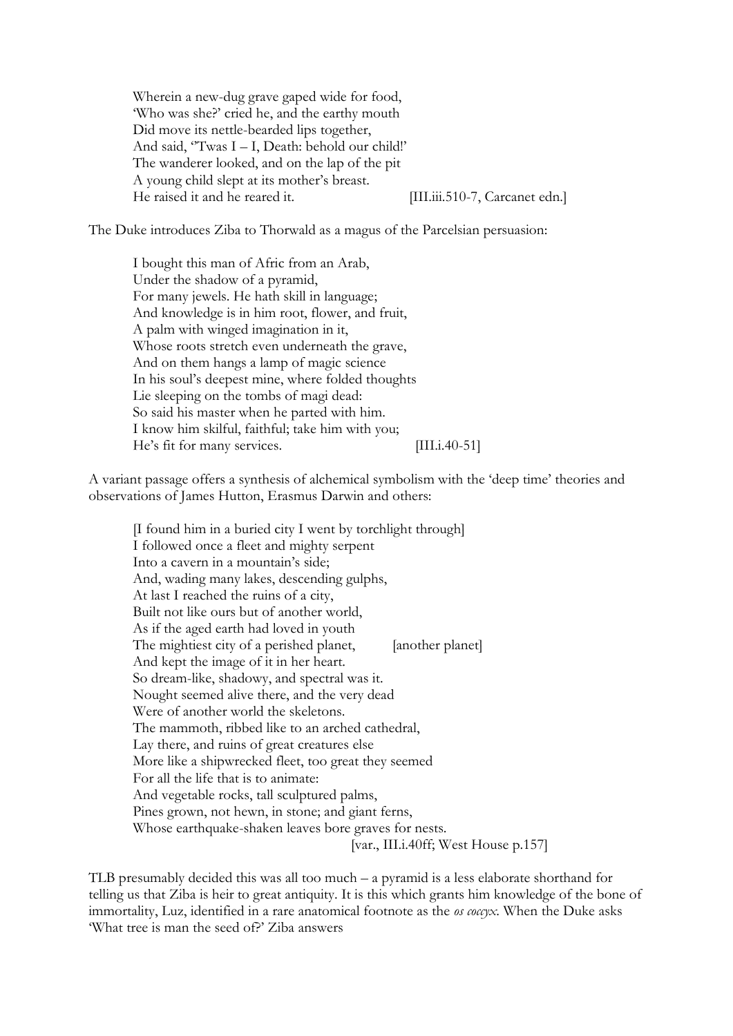> Wherein a new-dug grave gaped wide for food,
> 'Who was she?' cried he, and the earthy mouth
> Did move its nettle-bearded lips together,
> And said, ''Twas I – I, Death: behold our child!'
> The wanderer looked, and on the lap of the pit
> A young child slept at its mother's breast.
> He raised it and he reared it. [III.iii.510-7, Carcanet edn.]

The Duke introduces Ziba to Thorwald as a magus of the Parcelsian persuasion:

> I bought this man of Afric from an Arab,
> Under the shadow of a pyramid,
> For many jewels. He hath skill in language;
> And knowledge is in him root, flower, and fruit,
> A palm with winged imagination in it,
> Whose roots stretch even underneath the grave,
> And on them hangs a lamp of magic science
> In his soul's deepest mine, where folded thoughts
> Lie sleeping on the tombs of magi dead:
> So said his master when he parted with him.
> I know him skilful, faithful; take him with you;
> He's fit for many services. [III.i.40-51]

A variant passage offers a synthesis of alchemical symbolism with the 'deep time' theories and observations of James Hutton, Erasmus Darwin and others:

> [I found him in a buried city I went by torchlight through]
> I followed once a fleet and mighty serpent
> Into a cavern in a mountain's side;
> And, wading many lakes, descending gulphs,
> At last I reached the ruins of a city,
> Built not like ours but of another world,
> As if the aged earth had loved in youth
> The mightiest city of a perished planet, [another planet]
> And kept the image of it in her heart.
> So dream-like, shadowy, and spectral was it.
> Nought seemed alive there, and the very dead
> Were of another world the skeletons.
> The mammoth, ribbed like to an arched cathedral,
> Lay there, and ruins of great creatures else
> More like a shipwrecked fleet, too great they seemed
> For all the life that is to animate:
> And vegetable rocks, tall sculptured palms,
> Pines grown, not hewn, in stone; and giant ferns,
> Whose earthquake-shaken leaves bore graves for nests.
> [var., III.i.40ff; West House p.157]

TLB presumably decided this was all too much – a pyramid is a less elaborate shorthand for telling us that Ziba is heir to great antiquity. It is this which grants him knowledge of the bone of immortality, Luz, identified in a rare anatomical footnote as the *os coccyx*. When the Duke asks 'What tree is man the seed of?' Ziba answers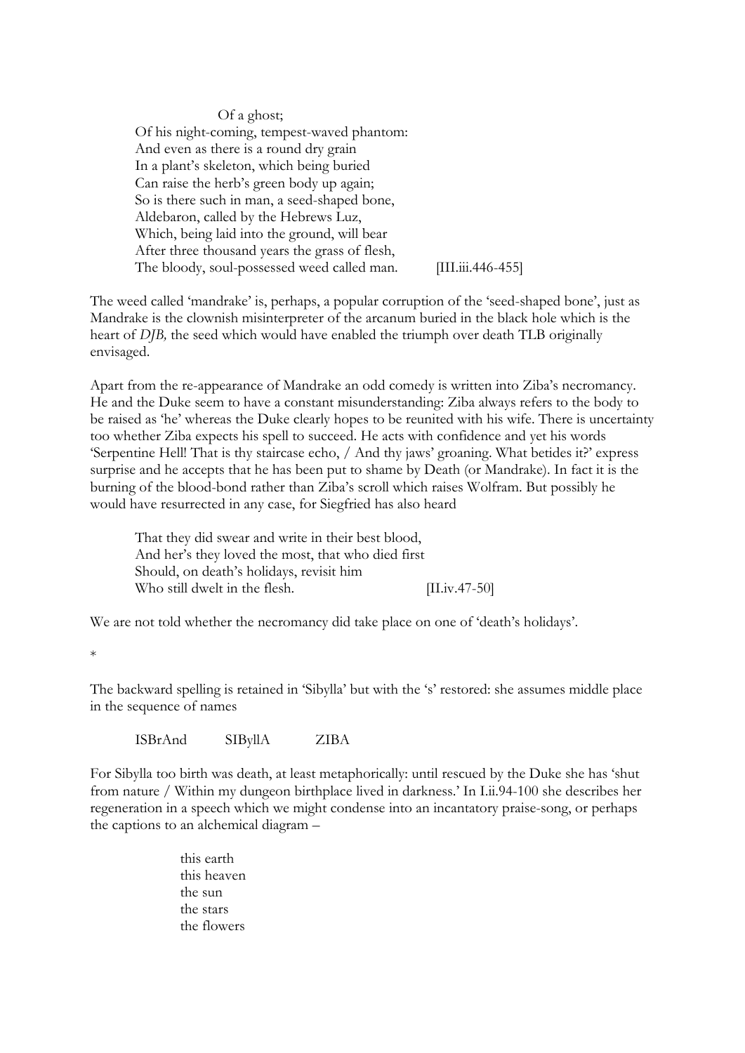Of a ghost;  
Of his night-coming, tempest-waved phantom:  
And even as there is a round dry grain  
In a plant's skeleton, which being buried  
Can raise the herb's green body up again;  
So is there such in man, a seed-shaped bone,  
Aldebaron, called by the Hebrews Luz,  
Which, being laid into the ground, will bear  
After three thousand years the grass of flesh,  
The bloody, soul-possessed weed called man. [III.iii.446-455]

The weed called 'mandrake' is, perhaps, a popular corruption of the 'seed-shaped bone', just as Mandrake is the clownish misinterpreter of the arcanum buried in the black hole which is the heart of *DJB,* the seed which would have enabled the triumph over death TLB originally envisaged.

Apart from the re-appearance of Mandrake an odd comedy is written into Ziba's necromancy. He and the Duke seem to have a constant misunderstanding: Ziba always refers to the body to be raised as 'he' whereas the Duke clearly hopes to be reunited with his wife. There is uncertainty too whether Ziba expects his spell to succeed. He acts with confidence and yet his words 'Serpentine Hell! That is thy staircase echo, / And thy jaws' groaning. What betides it?' express surprise and he accepts that he has been put to shame by Death (or Mandrake). In fact it is the burning of the blood-bond rather than Ziba's scroll which raises Wolfram. But possibly he would have resurrected in any case, for Siegfried has also heard

That they did swear and write in their best blood,  
And her's they loved the most, that who died first  
Should, on death's holidays, revisit him  
Who still dwelt in the flesh. [II.iv.47-50]

We are not told whether the necromancy did take place on one of 'death's holidays'.

*

The backward spelling is retained in 'Sibylla' but with the 's' restored: she assumes middle place in the sequence of names

ISBrAnd SIByllA ZIBA

For Sibylla too birth was death, at least metaphorically: until rescued by the Duke she has 'shut from nature / Within my dungeon birthplace lived in darkness.' In I.ii.94-100 she describes her regeneration in a speech which we might condense into an incantatory praise-song, or perhaps the captions to an alchemical diagram –

this earth  
this heaven  
the sun  
the stars  
the flowers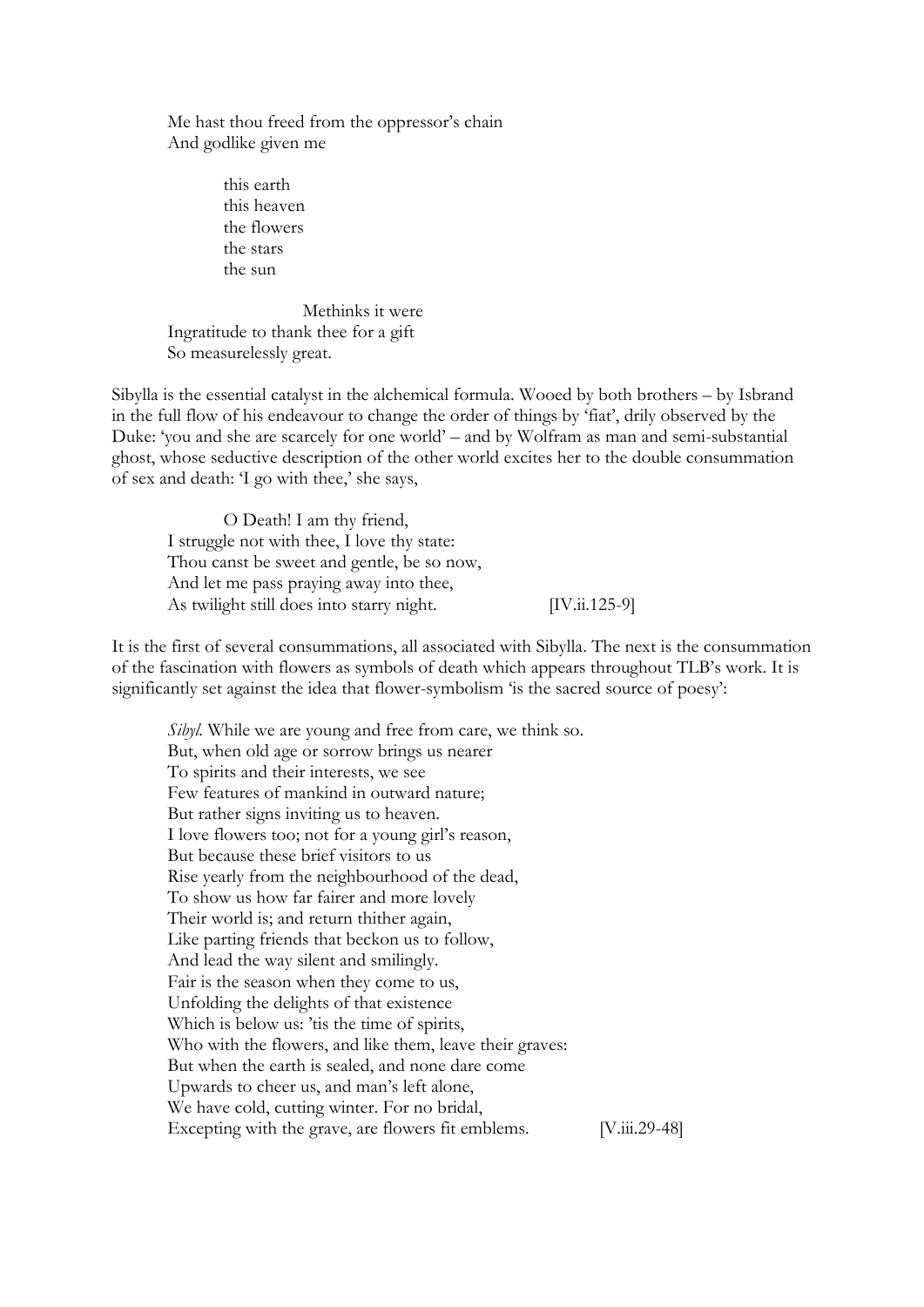> Me hast thou freed from the oppressor's chain
> And godlike given me
>
> > this earth
> > this heaven
> > the flowers
> > the stars
> > the sun
>
> Methinks it were
> Ingratitude to thank thee for a gift
> So measurelessly great.

Sibylla is the essential catalyst in the alchemical formula. Wooed by both brothers – by Isbrand in the full flow of his endeavour to change the order of things by 'fiat', drily observed by the Duke: 'you and she are scarcely for one world' – and by Wolfram as man and semi-substantial ghost, whose seductive description of the other world excites her to the double consummation of sex and death: 'I go with thee,' she says,

> O Death! I am thy friend,
> I struggle not with thee, I love thy state:
> Thou canst be sweet and gentle, be so now,
> And let me pass praying away into thee,
> As twilight still does into starry night. [IV.ii.125-9]

It is the first of several consummations, all associated with Sibylla. The next is the consummation of the fascination with flowers as symbols of death which appears throughout TLB's work. It is significantly set against the idea that flower-symbolism 'is the sacred source of poesy':

> *Sibyl.* While we are young and free from care, we think so.
> But, when old age or sorrow brings us nearer
> To spirits and their interests, we see
> Few features of mankind in outward nature;
> But rather signs inviting us to heaven.
> I love flowers too; not for a young girl's reason,
> But because these brief visitors to us
> Rise yearly from the neighbourhood of the dead,
> To show us how far fairer and more lovely
> Their world is; and return thither again,
> Like parting friends that beckon us to follow,
> And lead the way silent and smilingly.
> Fair is the season when they come to us,
> Unfolding the delights of that existence
> Which is below us: 'tis the time of spirits,
> Who with the flowers, and like them, leave their graves:
> But when the earth is sealed, and none dare come
> Upwards to cheer us, and man's left alone,
> We have cold, cutting winter. For no bridal,
> Excepting with the grave, are flowers fit emblems. [V.iii.29-48]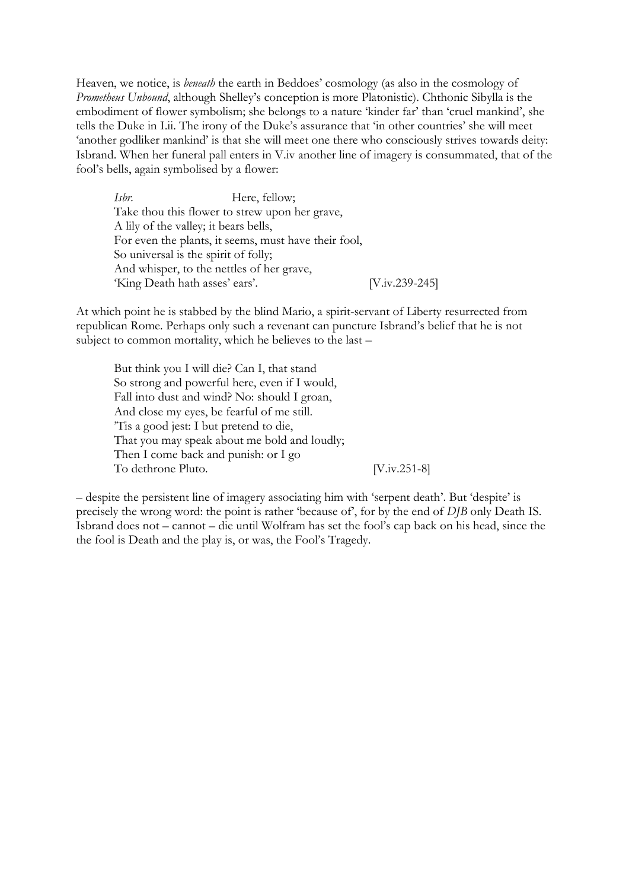Heaven, we notice, is *beneath* the earth in Beddoes' cosmology (as also in the cosmology of *Prometheus Unbound*, although Shelley's conception is more Platonistic). Chthonic Sibylla is the embodiment of flower symbolism; she belongs to a nature 'kinder far' than 'cruel mankind', she tells the Duke in I.ii. The irony of the Duke's assurance that 'in other countries' she will meet 'another godliker mankind' is that she will meet one there who consciously strives towards deity: Isbrand. When her funeral pall enters in V.iv another line of imagery is consummated, that of the fool's bells, again symbolised by a flower:

> *Isbr.* Here, fellow;
> Take thou this flower to strew upon her grave,
> A lily of the valley; it bears bells,
> For even the plants, it seems, must have their fool,
> So universal is the spirit of folly;
> And whisper, to the nettles of her grave,
> 'King Death hath asses' ears'. [V.iv.239-245]

At which point he is stabbed by the blind Mario, a spirit-servant of Liberty resurrected from republican Rome. Perhaps only such a revenant can puncture Isbrand's belief that he is not subject to common mortality, which he believes to the last –

> But think you I will die? Can I, that stand
> So strong and powerful here, even if I would,
> Fall into dust and wind? No: should I groan,
> And close my eyes, be fearful of me still.
> 'Tis a good jest: I but pretend to die,
> That you may speak about me bold and loudly;
> Then I come back and punish: or I go
> To dethrone Pluto. [V.iv.251-8]

– despite the persistent line of imagery associating him with 'serpent death'. But 'despite' is precisely the wrong word: the point is rather 'because of', for by the end of *DJB* only Death IS. Isbrand does not – cannot – die until Wolfram has set the fool's cap back on his head, since the the fool is Death and the play is, or was, the Fool's Tragedy.